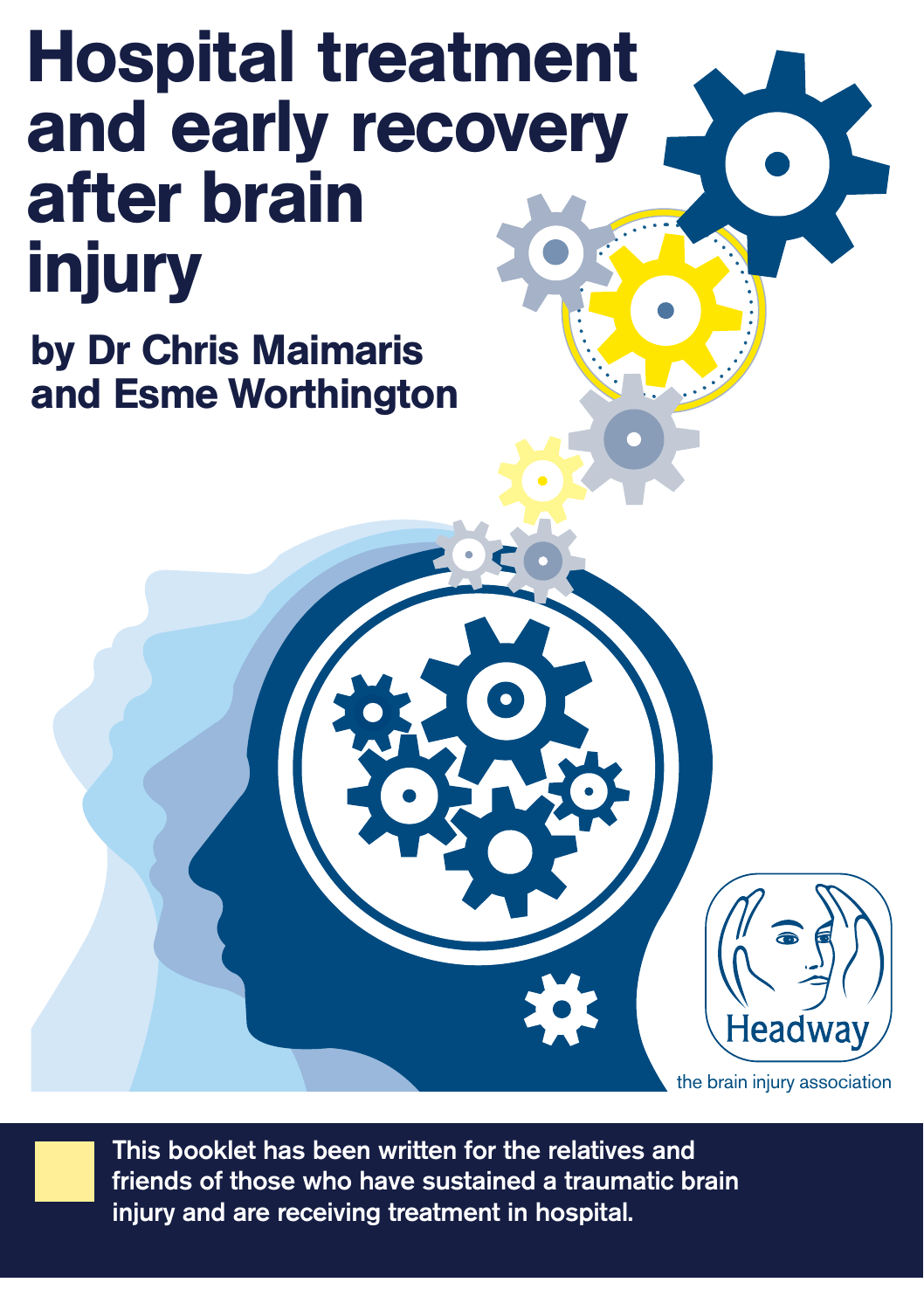# Hospital treatment and early recovery after brain injury

**by Dr Chris Maimaris and Esme Worthington**

Headway

the brain injury association

This booklet has been written for the relatives and friends of those who have sustained a traumatic brain injury and are receiving treatment in hospital.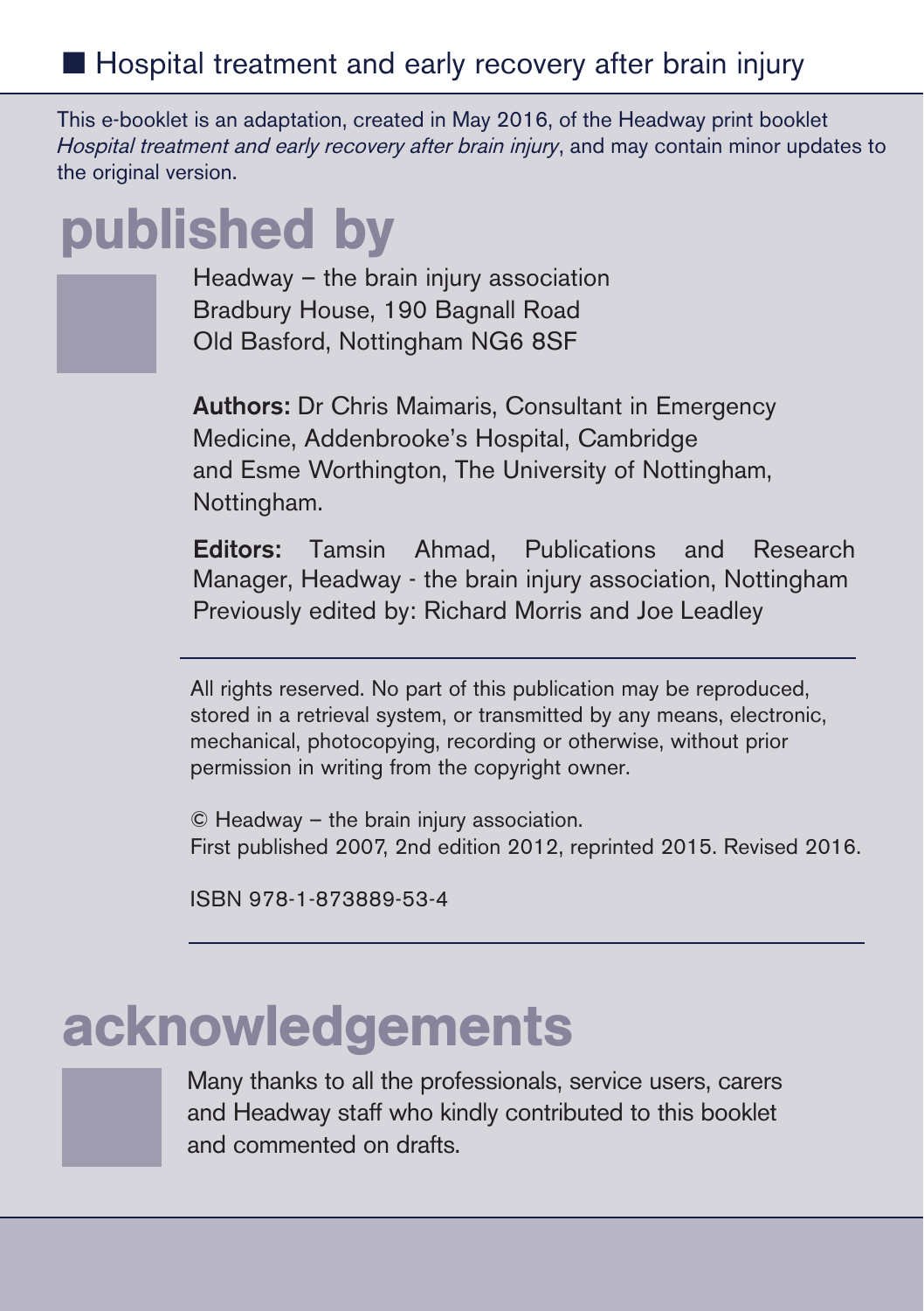This e-booklet is an adaptation, created in May 2016, of the Headway print booklet *Hospital treatment and early recovery after brain injury*, and may contain minor updates to the original version.

# published by

Headway – the brain injury association
Bradbury House, 190 Bagnall Road
Old Basford, Nottingham NG6 8SF

**Authors:** Dr Chris Maimaris, Consultant in Emergency Medicine, Addenbrooke's Hospital, Cambridge and Esme Worthington, The University of Nottingham, Nottingham.

**Editors:** Tamsin Ahmad, Publications and Research Manager, Headway - the brain injury association, Nottingham
Previously edited by: Richard Morris and Joe Leadley

---

All rights reserved. No part of this publication may be reproduced, stored in a retrieval system, or transmitted by any means, electronic, mechanical, photocopying, recording or otherwise, without prior permission in writing from the copyright owner.

© Headway – the brain injury association.
First published 2007, 2nd edition 2012, reprinted 2015. Revised 2016.

ISBN 978-1-873889-53-4

---

# acknowledgements

Many thanks to all the professionals, service users, carers and Headway staff who kindly contributed to this booklet and commented on drafts.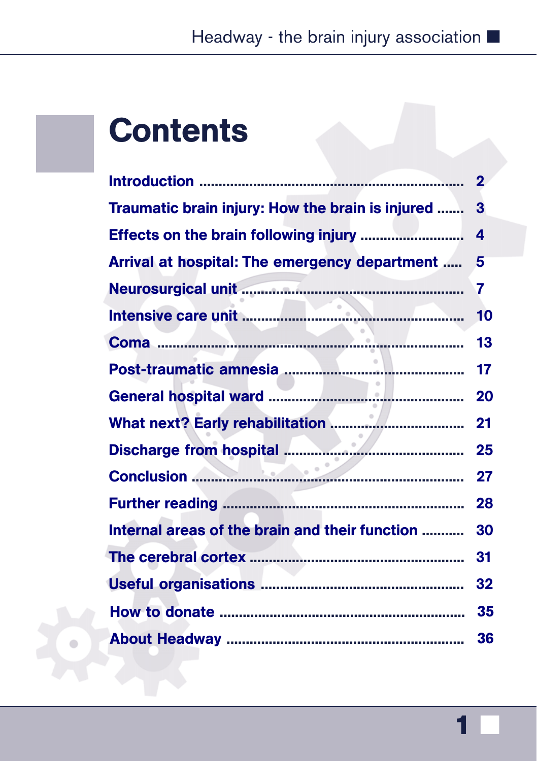# Contents

| | |
|---|---|
| Introduction | 2 |
| Traumatic brain injury: How the brain is injured | 3 |
| Effects on the brain following injury | 4 |
| Arrival at hospital: The emergency department | 5 |
| Neurosurgical unit | 7 |
| Intensive care unit | 10 |
| Coma | 13 |
| Post-traumatic amnesia | 17 |
| General hospital ward | 20 |
| What next? Early rehabilitation | 21 |
| Discharge from hospital | 25 |
| Conclusion | 27 |
| Further reading | 28 |
| Internal areas of the brain and their function | 30 |
| The cerebral cortex | 31 |
| Useful organisations | 32 |
| How to donate | 35 |
| About Headway | 36 |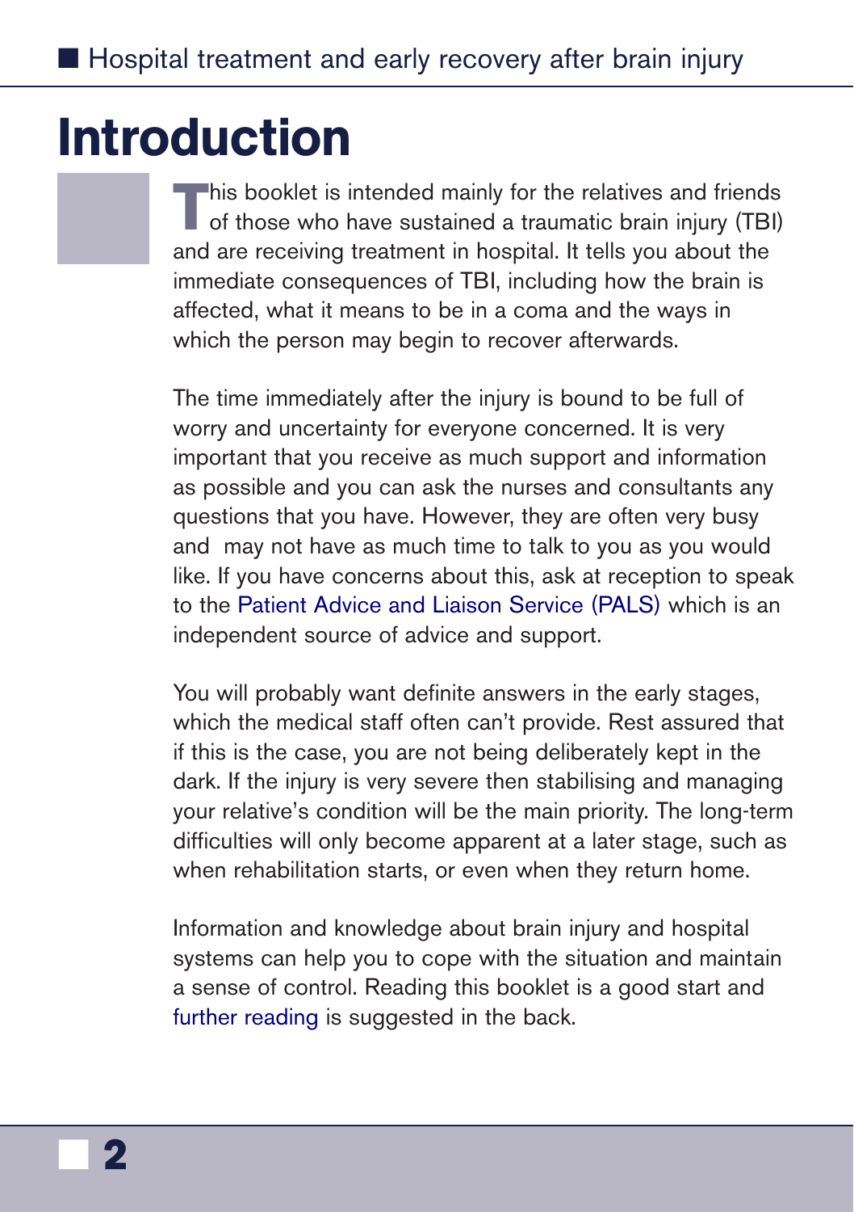# Introduction

This booklet is intended mainly for the relatives and friends of those who have sustained a traumatic brain injury (TBI) and are receiving treatment in hospital. It tells you about the immediate consequences of TBI, including how the brain is affected, what it means to be in a coma and the ways in which the person may begin to recover afterwards.

The time immediately after the injury is bound to be full of worry and uncertainty for everyone concerned. It is very important that you receive as much support and information as possible and you can ask the nurses and consultants any questions that you have. However, they are often very busy and may not have as much time to talk to you as you would like. If you have concerns about this, ask at reception to speak to the Patient Advice and Liaison Service (PALS) which is an independent source of advice and support.

You will probably want definite answers in the early stages, which the medical staff often can't provide. Rest assured that if this is the case, you are not being deliberately kept in the dark. If the injury is very severe then stabilising and managing your relative's condition will be the main priority. The long-term difficulties will only become apparent at a later stage, such as when rehabilitation starts, or even when they return home.

Information and knowledge about brain injury and hospital systems can help you to cope with the situation and maintain a sense of control. Reading this booklet is a good start and further reading is suggested in the back.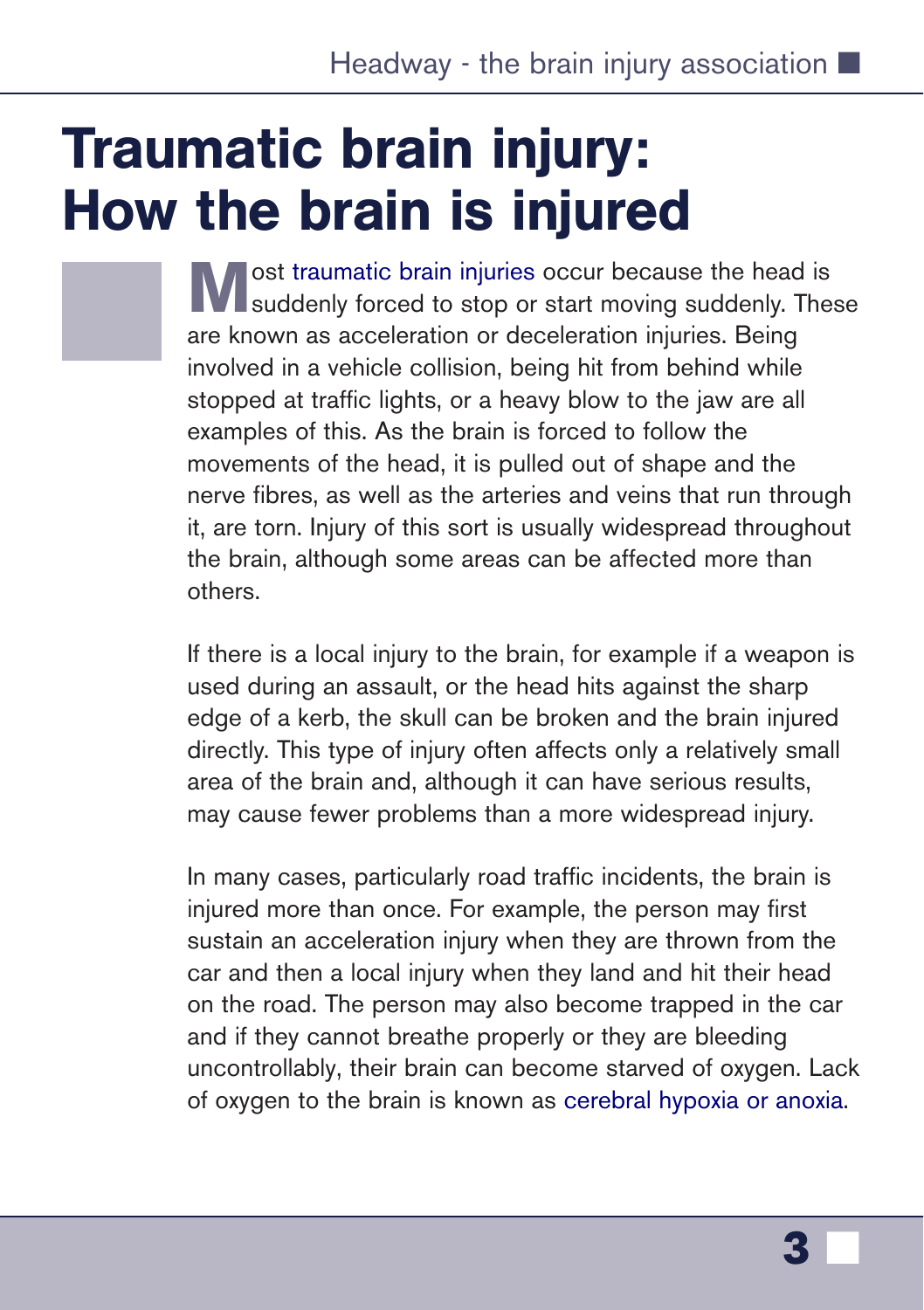# Traumatic brain injury: How the brain is injured

Most traumatic brain injuries occur because the head is suddenly forced to stop or start moving suddenly. These are known as acceleration or deceleration injuries. Being involved in a vehicle collision, being hit from behind while stopped at traffic lights, or a heavy blow to the jaw are all examples of this. As the brain is forced to follow the movements of the head, it is pulled out of shape and the nerve fibres, as well as the arteries and veins that run through it, are torn. Injury of this sort is usually widespread throughout the brain, although some areas can be affected more than others.

If there is a local injury to the brain, for example if a weapon is used during an assault, or the head hits against the sharp edge of a kerb, the skull can be broken and the brain injured directly. This type of injury often affects only a relatively small area of the brain and, although it can have serious results, may cause fewer problems than a more widespread injury.

In many cases, particularly road traffic incidents, the brain is injured more than once. For example, the person may first sustain an acceleration injury when they are thrown from the car and then a local injury when they land and hit their head on the road. The person may also become trapped in the car and if they cannot breathe properly or they are bleeding uncontrollably, their brain can become starved of oxygen. Lack of oxygen to the brain is known as cerebral hypoxia or anoxia.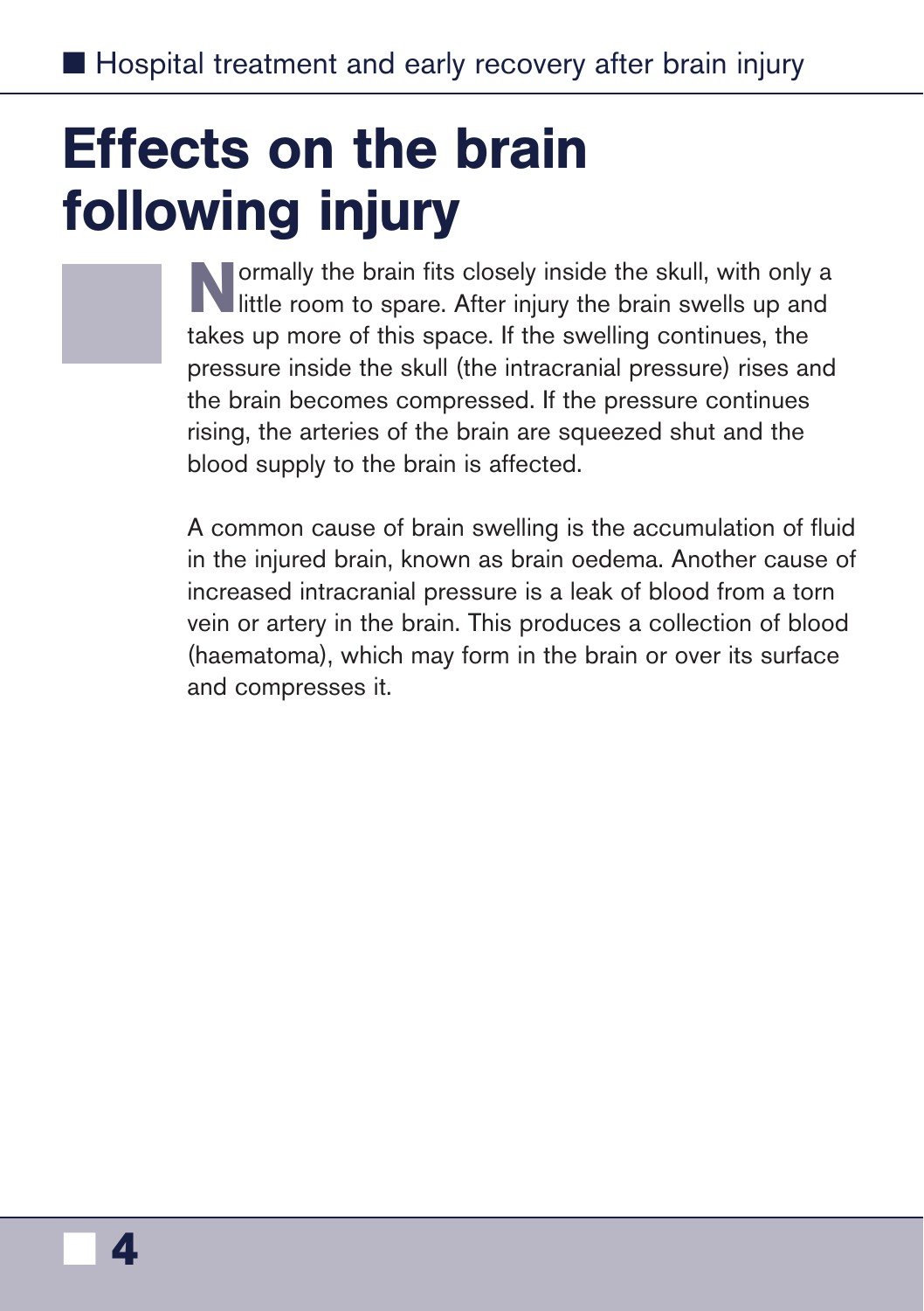# Effects on the brain following injury

Normally the brain fits closely inside the skull, with only a little room to spare. After injury the brain swells up and takes up more of this space. If the swelling continues, the pressure inside the skull (the intracranial pressure) rises and the brain becomes compressed. If the pressure continues rising, the arteries of the brain are squeezed shut and the blood supply to the brain is affected.

A common cause of brain swelling is the accumulation of fluid in the injured brain, known as brain oedema. Another cause of increased intracranial pressure is a leak of blood from a torn vein or artery in the brain. This produces a collection of blood (haematoma), which may form in the brain or over its surface and compresses it.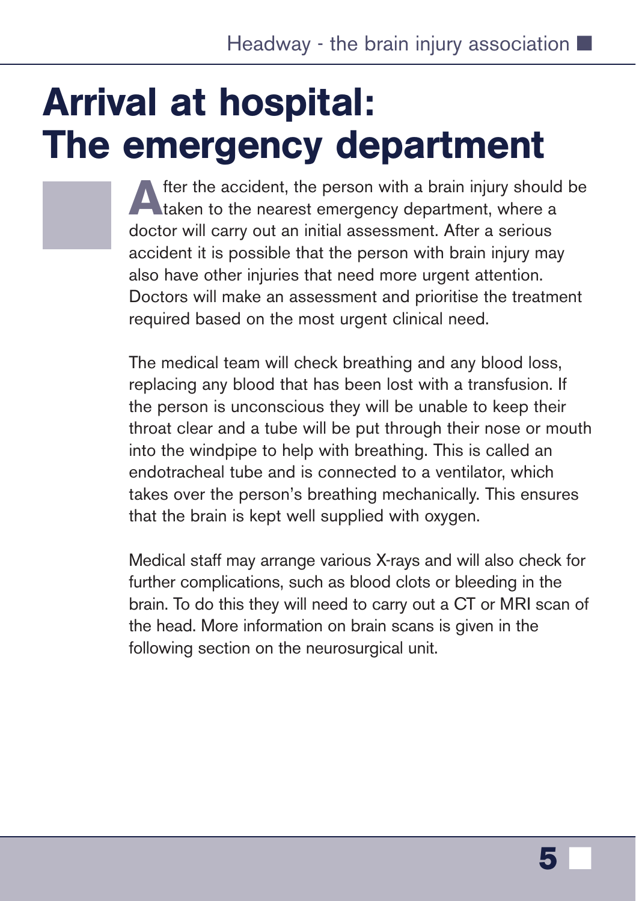# Arrival at hospital: The emergency department

After the accident, the person with a brain injury should be taken to the nearest emergency department, where a doctor will carry out an initial assessment. After a serious accident it is possible that the person with brain injury may also have other injuries that need more urgent attention. Doctors will make an assessment and prioritise the treatment required based on the most urgent clinical need.

The medical team will check breathing and any blood loss, replacing any blood that has been lost with a transfusion. If the person is unconscious they will be unable to keep their throat clear and a tube will be put through their nose or mouth into the windpipe to help with breathing. This is called an endotracheal tube and is connected to a ventilator, which takes over the person's breathing mechanically. This ensures that the brain is kept well supplied with oxygen.

Medical staff may arrange various X-rays and will also check for further complications, such as blood clots or bleeding in the brain. To do this they will need to carry out a CT or MRI scan of the head. More information on brain scans is given in the following section on the neurosurgical unit.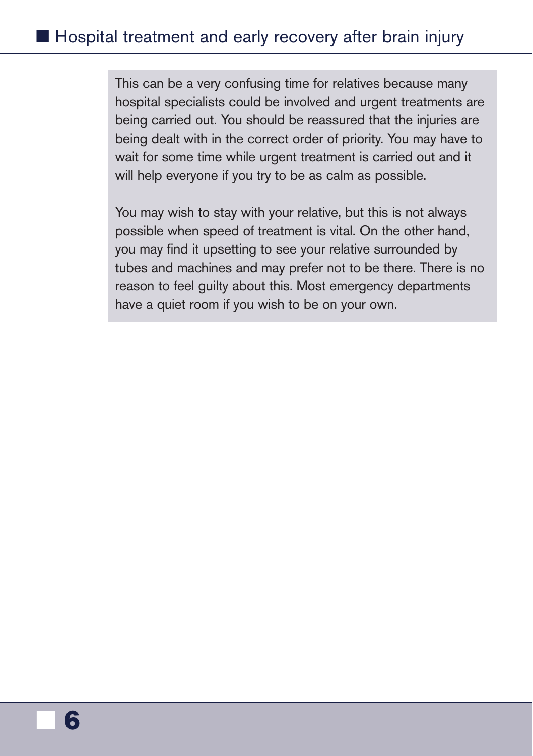This can be a very confusing time for relatives because many hospital specialists could be involved and urgent treatments are being carried out. You should be reassured that the injuries are being dealt with in the correct order of priority. You may have to wait for some time while urgent treatment is carried out and it will help everyone if you try to be as calm as possible.

You may wish to stay with your relative, but this is not always possible when speed of treatment is vital. On the other hand, you may find it upsetting to see your relative surrounded by tubes and machines and may prefer not to be there. There is no reason to feel guilty about this. Most emergency departments have a quiet room if you wish to be on your own.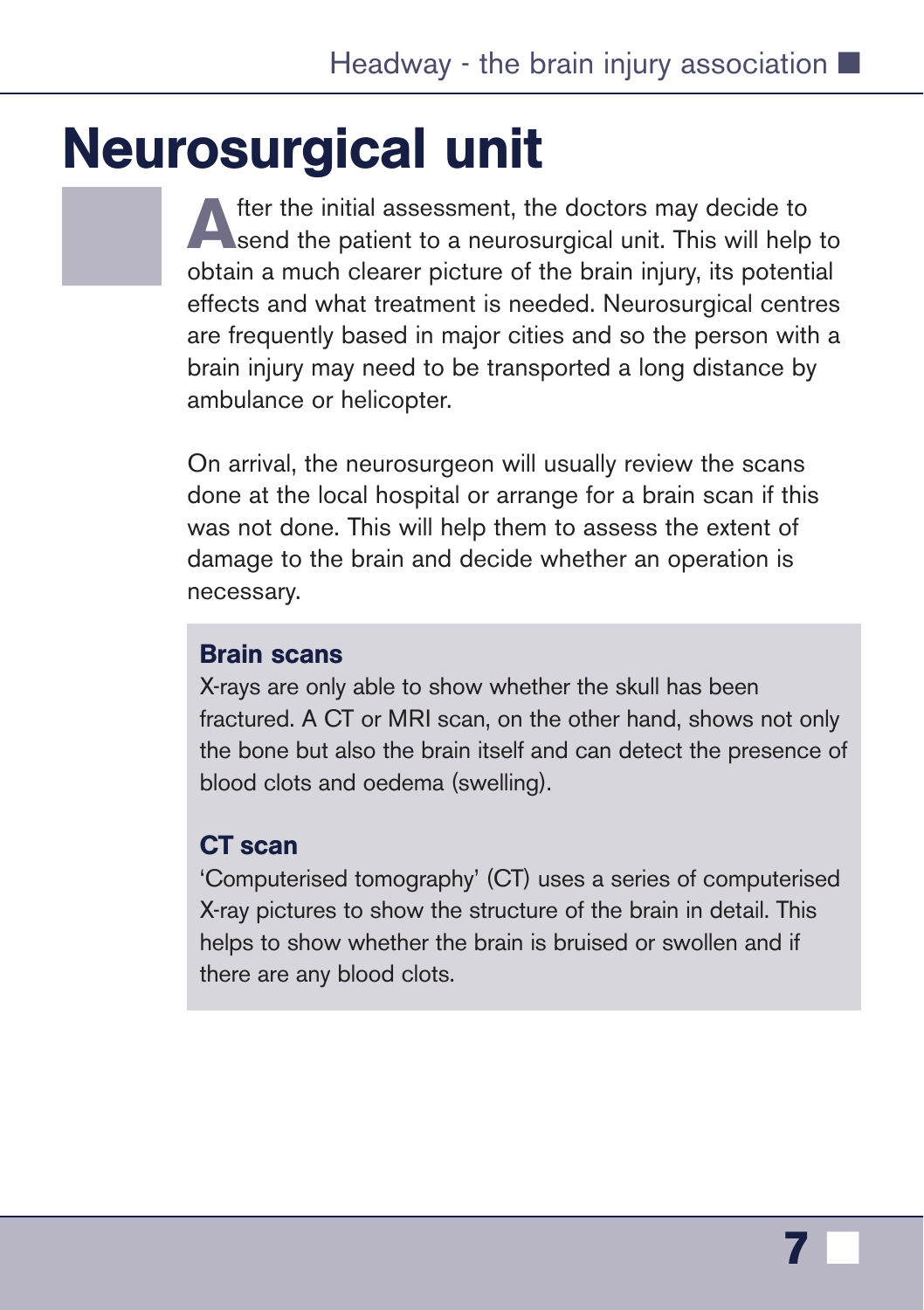# Neurosurgical unit

After the initial assessment, the doctors may decide to send the patient to a neurosurgical unit. This will help to obtain a much clearer picture of the brain injury, its potential effects and what treatment is needed. Neurosurgical centres are frequently based in major cities and so the person with a brain injury may need to be transported a long distance by ambulance or helicopter.

On arrival, the neurosurgeon will usually review the scans done at the local hospital or arrange for a brain scan if this was not done. This will help them to assess the extent of damage to the brain and decide whether an operation is necessary.

### Brain scans

X-rays are only able to show whether the skull has been fractured. A CT or MRI scan, on the other hand, shows not only the bone but also the brain itself and can detect the presence of blood clots and oedema (swelling).

### CT scan

'Computerised tomography' (CT) uses a series of computerised X-ray pictures to show the structure of the brain in detail. This helps to show whether the brain is bruised or swollen and if there are any blood clots.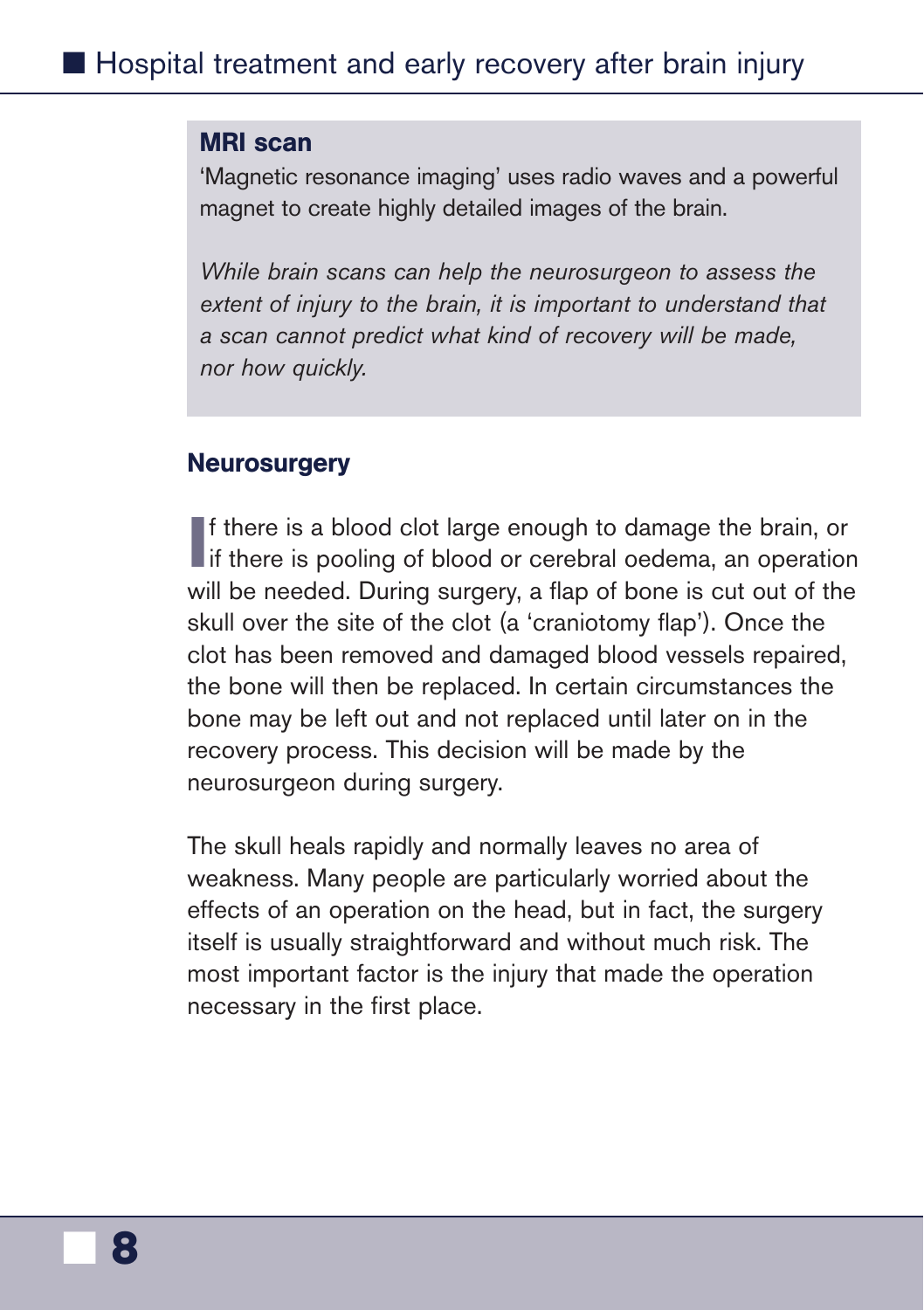### MRI scan

'Magnetic resonance imaging' uses radio waves and a powerful magnet to create highly detailed images of the brain.

*While brain scans can help the neurosurgeon to assess the extent of injury to the brain, it is important to understand that a scan cannot predict what kind of recovery will be made, nor how quickly.*

## Neurosurgery

If there is a blood clot large enough to damage the brain, or if there is pooling of blood or cerebral oedema, an operation will be needed. During surgery, a flap of bone is cut out of the skull over the site of the clot (a 'craniotomy flap'). Once the clot has been removed and damaged blood vessels repaired, the bone will then be replaced. In certain circumstances the bone may be left out and not replaced until later on in the recovery process. This decision will be made by the neurosurgeon during surgery.

The skull heals rapidly and normally leaves no area of weakness. Many people are particularly worried about the effects of an operation on the head, but in fact, the surgery itself is usually straightforward and without much risk. The most important factor is the injury that made the operation necessary in the first place.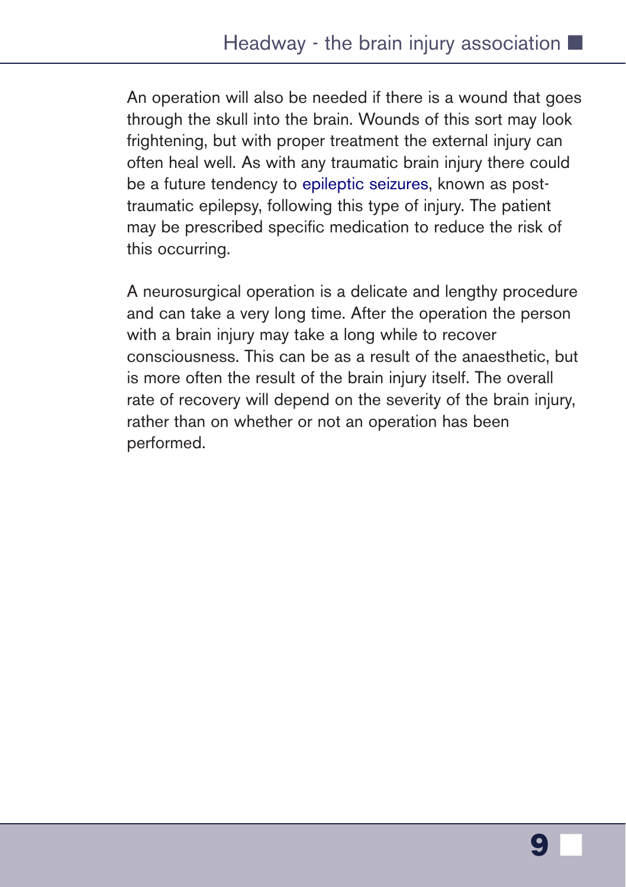An operation will also be needed if there is a wound that goes through the skull into the brain. Wounds of this sort may look frightening, but with proper treatment the external injury can often heal well. As with any traumatic brain injury there could be a future tendency to epileptic seizures, known as post-traumatic epilepsy, following this type of injury. The patient may be prescribed specific medication to reduce the risk of this occurring.

A neurosurgical operation is a delicate and lengthy procedure and can take a very long time. After the operation the person with a brain injury may take a long while to recover consciousness. This can be as a result of the anaesthetic, but is more often the result of the brain injury itself. The overall rate of recovery will depend on the severity of the brain injury, rather than on whether or not an operation has been performed.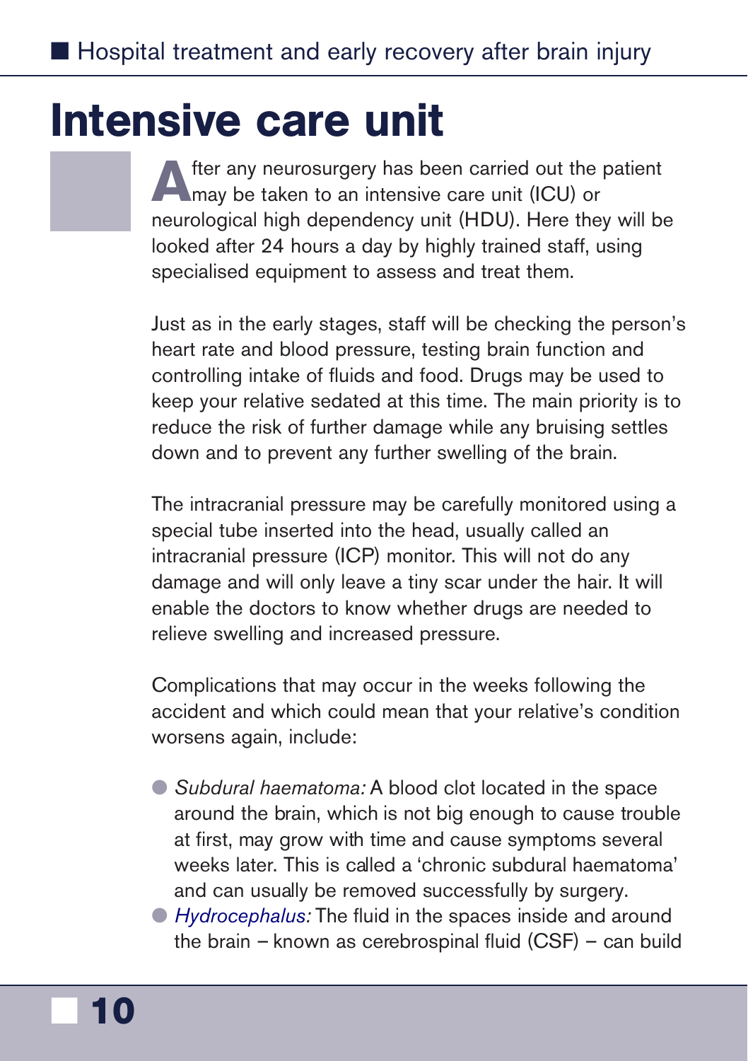# Intensive care unit

After any neurosurgery has been carried out the patient may be taken to an intensive care unit (ICU) or neurological high dependency unit (HDU). Here they will be looked after 24 hours a day by highly trained staff, using specialised equipment to assess and treat them.

Just as in the early stages, staff will be checking the person's heart rate and blood pressure, testing brain function and controlling intake of fluids and food. Drugs may be used to keep your relative sedated at this time. The main priority is to reduce the risk of further damage while any bruising settles down and to prevent any further swelling of the brain.

The intracranial pressure may be carefully monitored using a special tube inserted into the head, usually called an intracranial pressure (ICP) monitor. This will not do any damage and will only leave a tiny scar under the hair. It will enable the doctors to know whether drugs are needed to relieve swelling and increased pressure.

Complications that may occur in the weeks following the accident and which could mean that your relative's condition worsens again, include:

- *Subdural haematoma:* A blood clot located in the space around the brain, which is not big enough to cause trouble at first, may grow with time and cause symptoms several weeks later. This is called a 'chronic subdural haematoma' and can usually be removed successfully by surgery.
- *Hydrocephalus:* The fluid in the spaces inside and around the brain – known as cerebrospinal fluid (CSF) – can build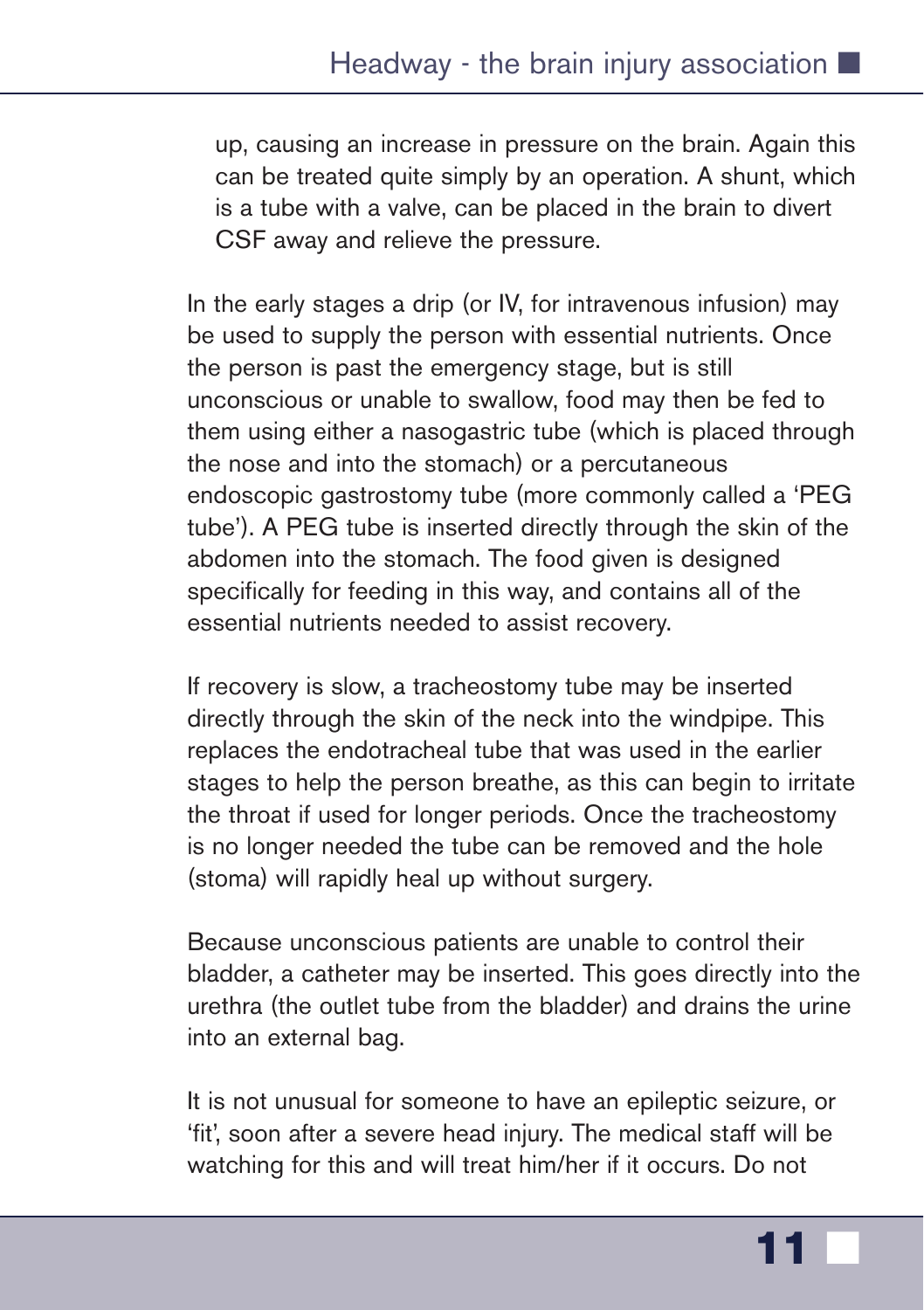up, causing an increase in pressure on the brain. Again this can be treated quite simply by an operation. A shunt, which is a tube with a valve, can be placed in the brain to divert CSF away and relieve the pressure.

In the early stages a drip (or IV, for intravenous infusion) may be used to supply the person with essential nutrients. Once the person is past the emergency stage, but is still unconscious or unable to swallow, food may then be fed to them using either a nasogastric tube (which is placed through the nose and into the stomach) or a percutaneous endoscopic gastrostomy tube (more commonly called a 'PEG tube'). A PEG tube is inserted directly through the skin of the abdomen into the stomach. The food given is designed specifically for feeding in this way, and contains all of the essential nutrients needed to assist recovery.

If recovery is slow, a tracheostomy tube may be inserted directly through the skin of the neck into the windpipe. This replaces the endotracheal tube that was used in the earlier stages to help the person breathe, as this can begin to irritate the throat if used for longer periods. Once the tracheostomy is no longer needed the tube can be removed and the hole (stoma) will rapidly heal up without surgery.

Because unconscious patients are unable to control their bladder, a catheter may be inserted. This goes directly into the urethra (the outlet tube from the bladder) and drains the urine into an external bag.

It is not unusual for someone to have an epileptic seizure, or 'fit', soon after a severe head injury. The medical staff will be watching for this and will treat him/her if it occurs. Do not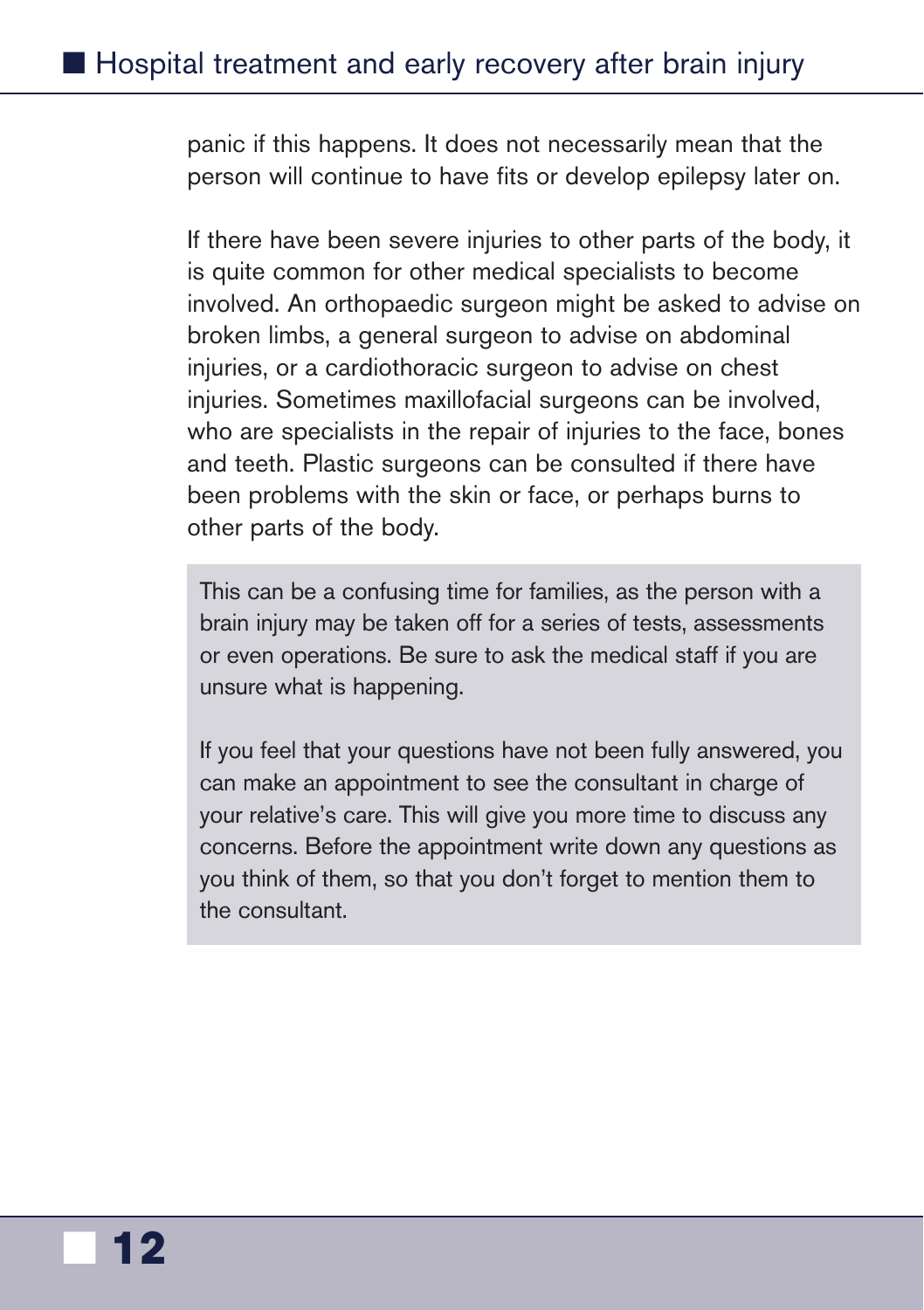panic if this happens. It does not necessarily mean that the person will continue to have fits or develop epilepsy later on.

If there have been severe injuries to other parts of the body, it is quite common for other medical specialists to become involved. An orthopaedic surgeon might be asked to advise on broken limbs, a general surgeon to advise on abdominal injuries, or a cardiothoracic surgeon to advise on chest injuries. Sometimes maxillofacial surgeons can be involved, who are specialists in the repair of injuries to the face, bones and teeth. Plastic surgeons can be consulted if there have been problems with the skin or face, or perhaps burns to other parts of the body.

This can be a confusing time for families, as the person with a brain injury may be taken off for a series of tests, assessments or even operations. Be sure to ask the medical staff if you are unsure what is happening.

If you feel that your questions have not been fully answered, you can make an appointment to see the consultant in charge of your relative's care. This will give you more time to discuss any concerns. Before the appointment write down any questions as you think of them, so that you don't forget to mention them to the consultant.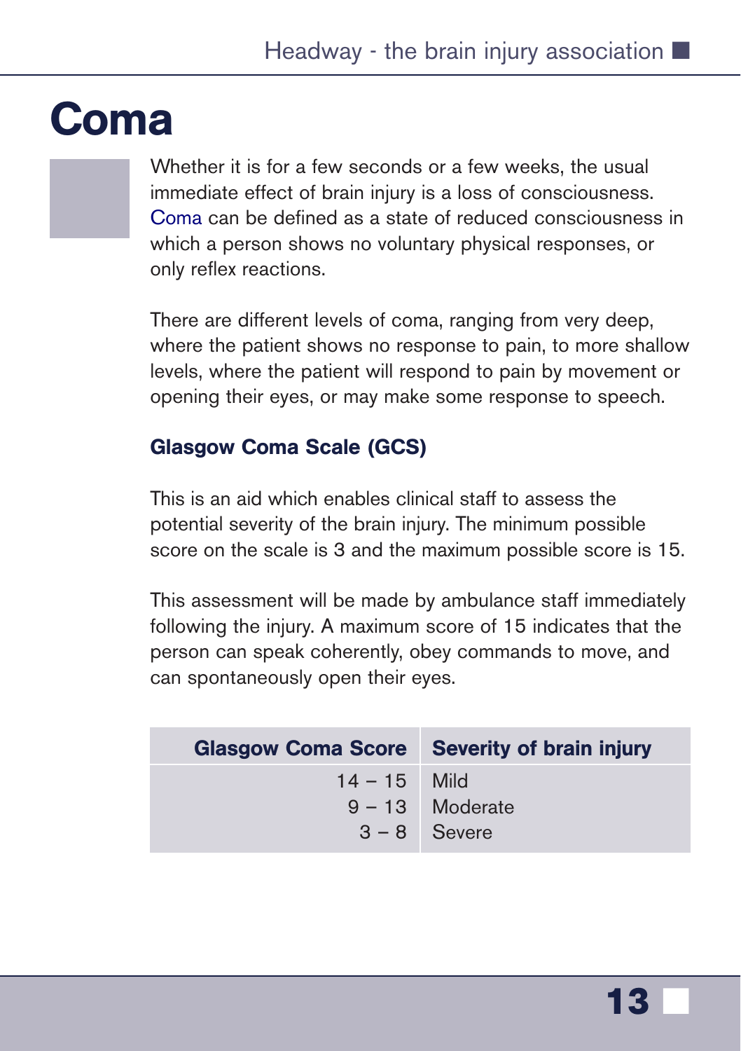# Coma

Whether it is for a few seconds or a few weeks, the usual immediate effect of brain injury is a loss of consciousness. Coma can be defined as a state of reduced consciousness in which a person shows no voluntary physical responses, or only reflex reactions.

There are different levels of coma, ranging from very deep, where the patient shows no response to pain, to more shallow levels, where the patient will respond to pain by movement or opening their eyes, or may make some response to speech.

### Glasgow Coma Scale (GCS)

This is an aid which enables clinical staff to assess the potential severity of the brain injury. The minimum possible score on the scale is 3 and the maximum possible score is 15.

This assessment will be made by ambulance staff immediately following the injury. A maximum score of 15 indicates that the person can speak coherently, obey commands to move, and can spontaneously open their eyes.

| Glasgow Coma Score | Severity of brain injury |
|---|---|
| 14 – 15 | Mild |
| 9 – 13 | Moderate |
| 3 – 8 | Severe |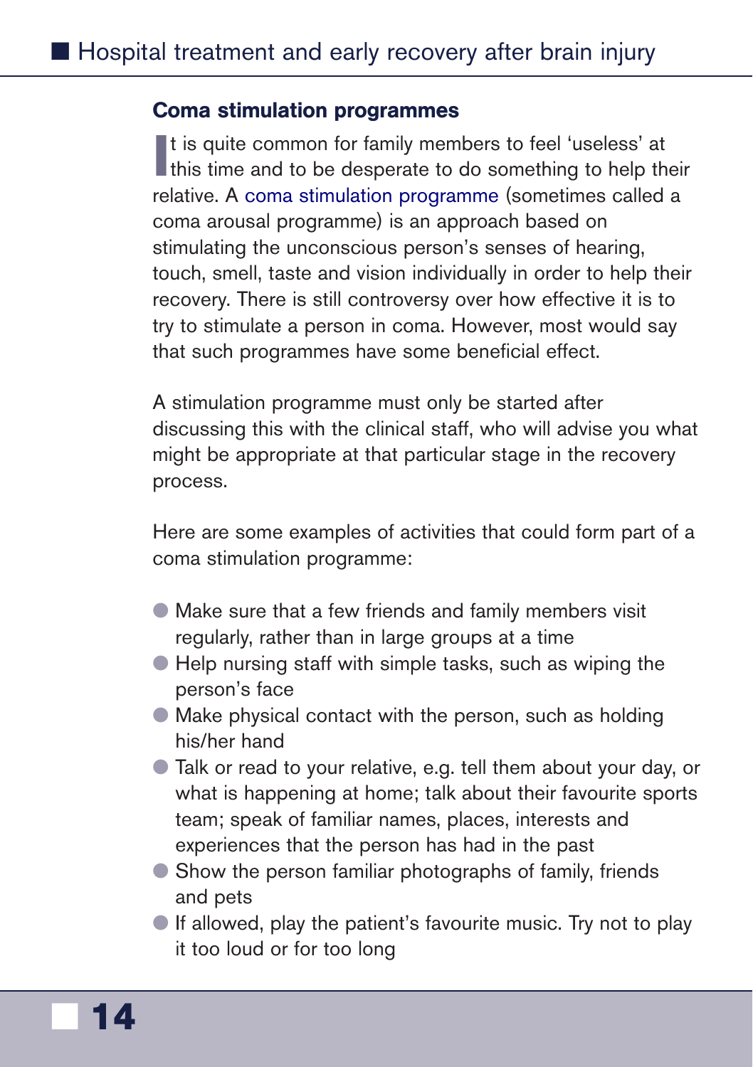## Coma stimulation programmes

It is quite common for family members to feel 'useless' at this time and to be desperate to do something to help their relative. A coma stimulation programme (sometimes called a coma arousal programme) is an approach based on stimulating the unconscious person's senses of hearing, touch, smell, taste and vision individually in order to help their recovery. There is still controversy over how effective it is to try to stimulate a person in coma. However, most would say that such programmes have some beneficial effect.

A stimulation programme must only be started after discussing this with the clinical staff, who will advise you what might be appropriate at that particular stage in the recovery process.

Here are some examples of activities that could form part of a coma stimulation programme:

- Make sure that a few friends and family members visit regularly, rather than in large groups at a time
- Help nursing staff with simple tasks, such as wiping the person's face
- Make physical contact with the person, such as holding his/her hand
- Talk or read to your relative, e.g. tell them about your day, or what is happening at home; talk about their favourite sports team; speak of familiar names, places, interests and experiences that the person has had in the past
- Show the person familiar photographs of family, friends and pets
- If allowed, play the patient's favourite music. Try not to play it too loud or for too long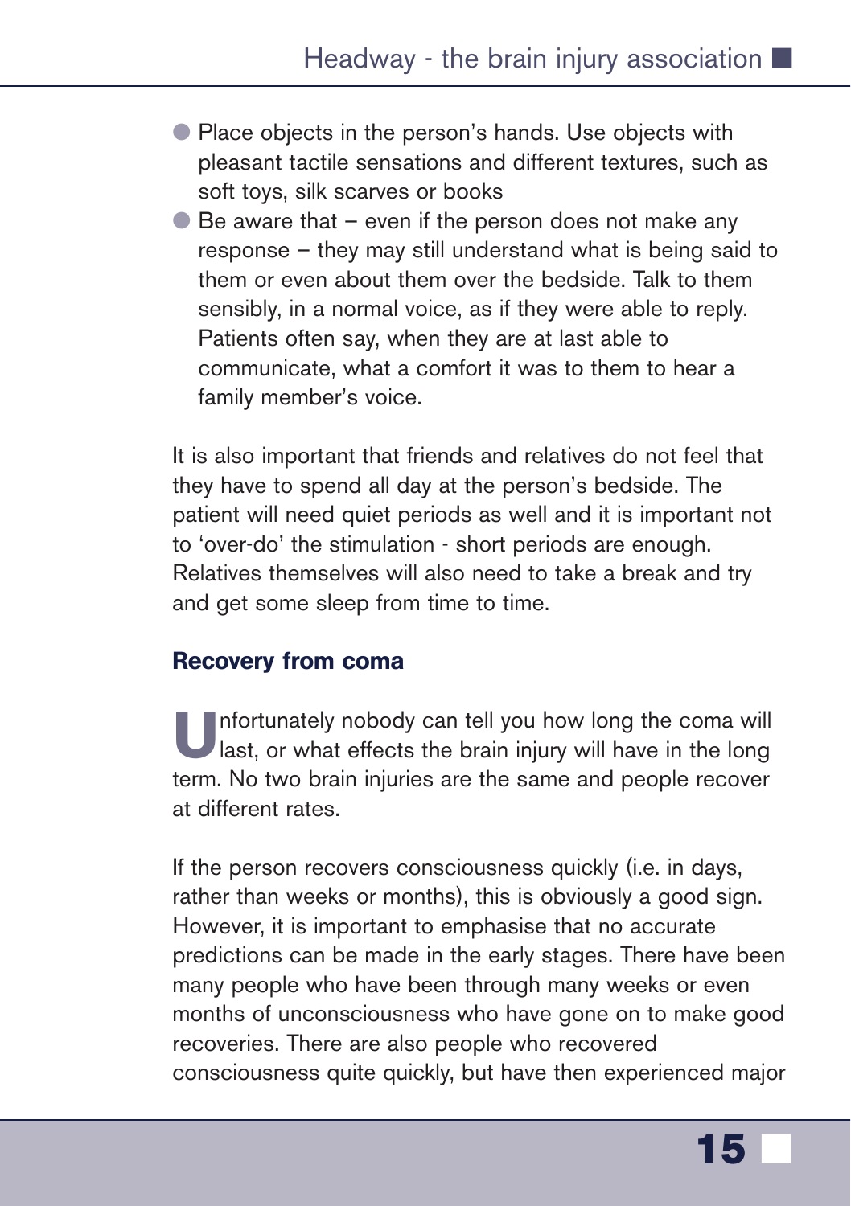- Place objects in the person's hands. Use objects with pleasant tactile sensations and different textures, such as soft toys, silk scarves or books
- Be aware that – even if the person does not make any response – they may still understand what is being said to them or even about them over the bedside. Talk to them sensibly, in a normal voice, as if they were able to reply. Patients often say, when they are at last able to communicate, what a comfort it was to them to hear a family member's voice.

It is also important that friends and relatives do not feel that they have to spend all day at the person's bedside. The patient will need quiet periods as well and it is important not to 'over-do' the stimulation - short periods are enough. Relatives themselves will also need to take a break and try and get some sleep from time to time.

### Recovery from coma

Unfortunately nobody can tell you how long the coma will last, or what effects the brain injury will have in the long term. No two brain injuries are the same and people recover at different rates.

If the person recovers consciousness quickly (i.e. in days, rather than weeks or months), this is obviously a good sign. However, it is important to emphasise that no accurate predictions can be made in the early stages. There have been many people who have been through many weeks or even months of unconsciousness who have gone on to make good recoveries. There are also people who recovered consciousness quite quickly, but have then experienced major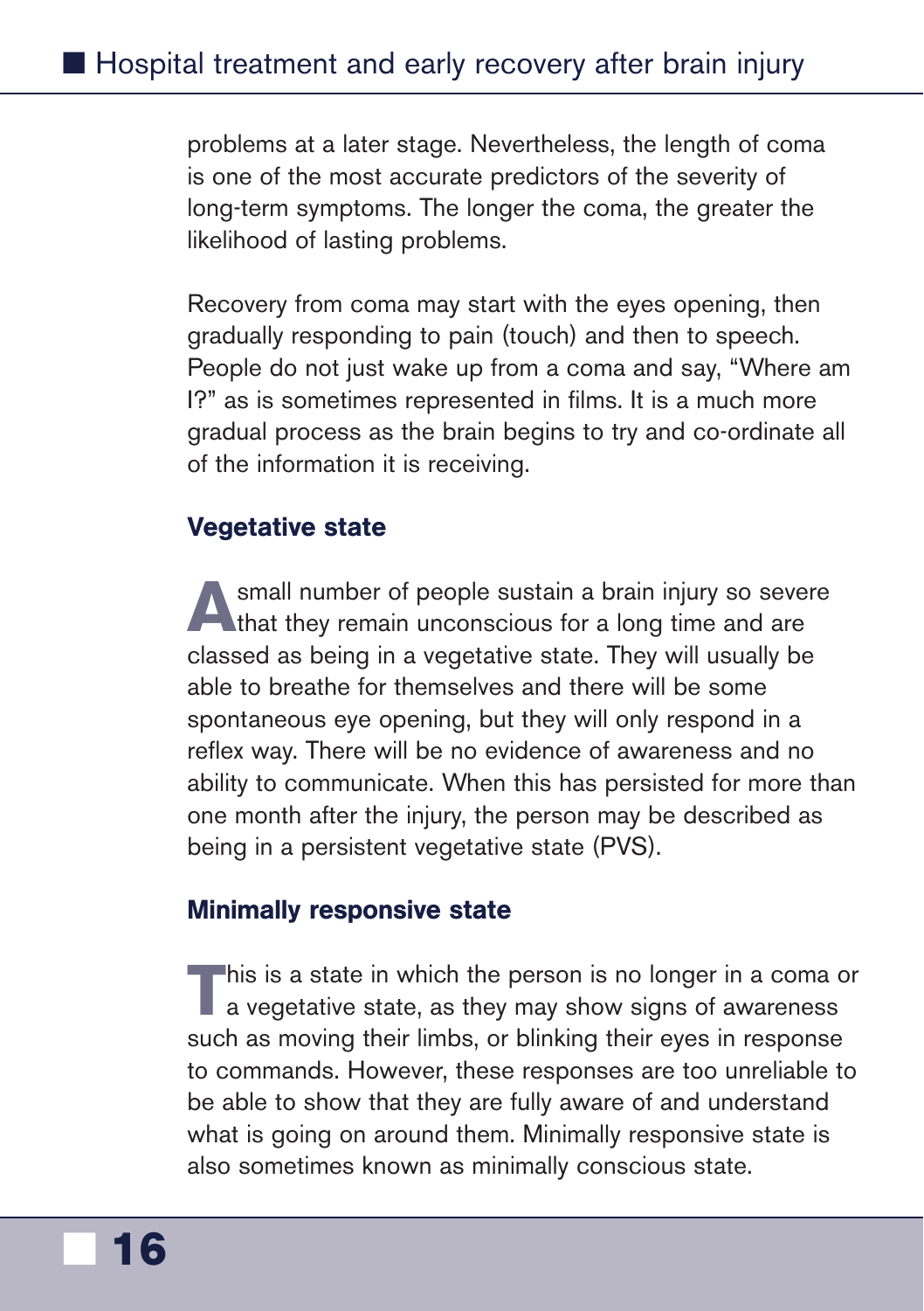problems at a later stage. Nevertheless, the length of coma is one of the most accurate predictors of the severity of long-term symptoms. The longer the coma, the greater the likelihood of lasting problems.

Recovery from coma may start with the eyes opening, then gradually responding to pain (touch) and then to speech. People do not just wake up from a coma and say, "Where am I?" as is sometimes represented in films. It is a much more gradual process as the brain begins to try and co-ordinate all of the information it is receiving.

### Vegetative state

A small number of people sustain a brain injury so severe that they remain unconscious for a long time and are classed as being in a vegetative state. They will usually be able to breathe for themselves and there will be some spontaneous eye opening, but they will only respond in a reflex way. There will be no evidence of awareness and no ability to communicate. When this has persisted for more than one month after the injury, the person may be described as being in a persistent vegetative state (PVS).

### Minimally responsive state

This is a state in which the person is no longer in a coma or a vegetative state, as they may show signs of awareness such as moving their limbs, or blinking their eyes in response to commands. However, these responses are too unreliable to be able to show that they are fully aware of and understand what is going on around them. Minimally responsive state is also sometimes known as minimally conscious state.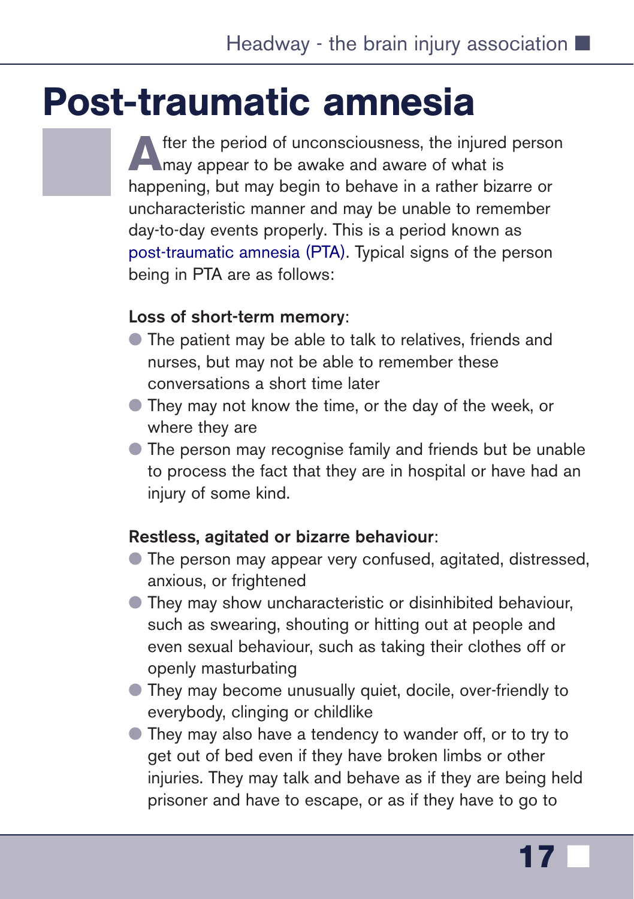# Post-traumatic amnesia

After the period of unconsciousness, the injured person may appear to be awake and aware of what is happening, but may begin to behave in a rather bizarre or uncharacteristic manner and may be unable to remember day-to-day events properly. This is a period known as post-traumatic amnesia (PTA). Typical signs of the person being in PTA are as follows:

**Loss of short-term memory**:

- The patient may be able to talk to relatives, friends and nurses, but may not be able to remember these conversations a short time later
- They may not know the time, or the day of the week, or where they are
- The person may recognise family and friends but be unable to process the fact that they are in hospital or have had an injury of some kind.

**Restless, agitated or bizarre behaviour**:

- The person may appear very confused, agitated, distressed, anxious, or frightened
- They may show uncharacteristic or disinhibited behaviour, such as swearing, shouting or hitting out at people and even sexual behaviour, such as taking their clothes off or openly masturbating
- They may become unusually quiet, docile, over-friendly to everybody, clinging or childlike
- They may also have a tendency to wander off, or to try to get out of bed even if they have broken limbs or other injuries. They may talk and behave as if they are being held prisoner and have to escape, or as if they have to go to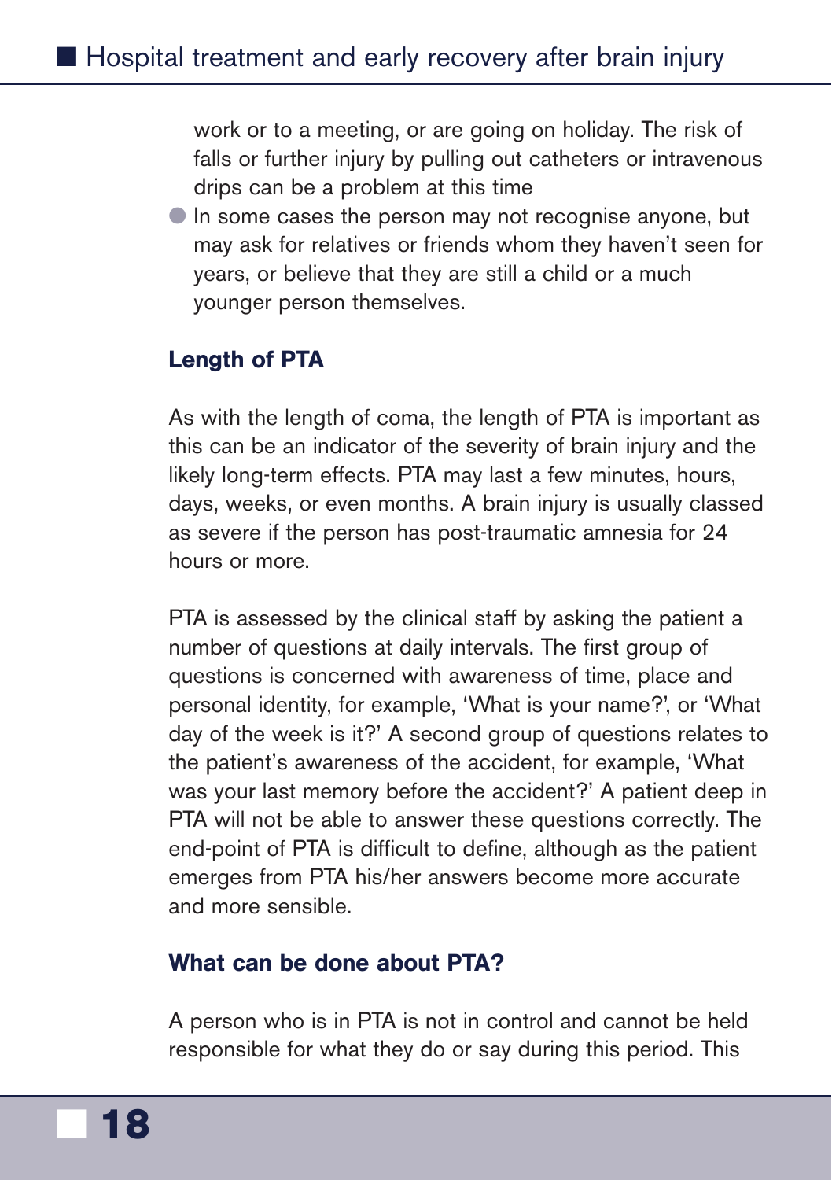work or to a meeting, or are going on holiday. The risk of falls or further injury by pulling out catheters or intravenous drips can be a problem at this time

- In some cases the person may not recognise anyone, but may ask for relatives or friends whom they haven't seen for years, or believe that they are still a child or a much younger person themselves.

### Length of PTA

As with the length of coma, the length of PTA is important as this can be an indicator of the severity of brain injury and the likely long-term effects. PTA may last a few minutes, hours, days, weeks, or even months. A brain injury is usually classed as severe if the person has post-traumatic amnesia for 24 hours or more.

PTA is assessed by the clinical staff by asking the patient a number of questions at daily intervals. The first group of questions is concerned with awareness of time, place and personal identity, for example, 'What is your name?', or 'What day of the week is it?' A second group of questions relates to the patient's awareness of the accident, for example, 'What was your last memory before the accident?' A patient deep in PTA will not be able to answer these questions correctly. The end-point of PTA is difficult to define, although as the patient emerges from PTA his/her answers become more accurate and more sensible.

### What can be done about PTA?

A person who is in PTA is not in control and cannot be held responsible for what they do or say during this period. This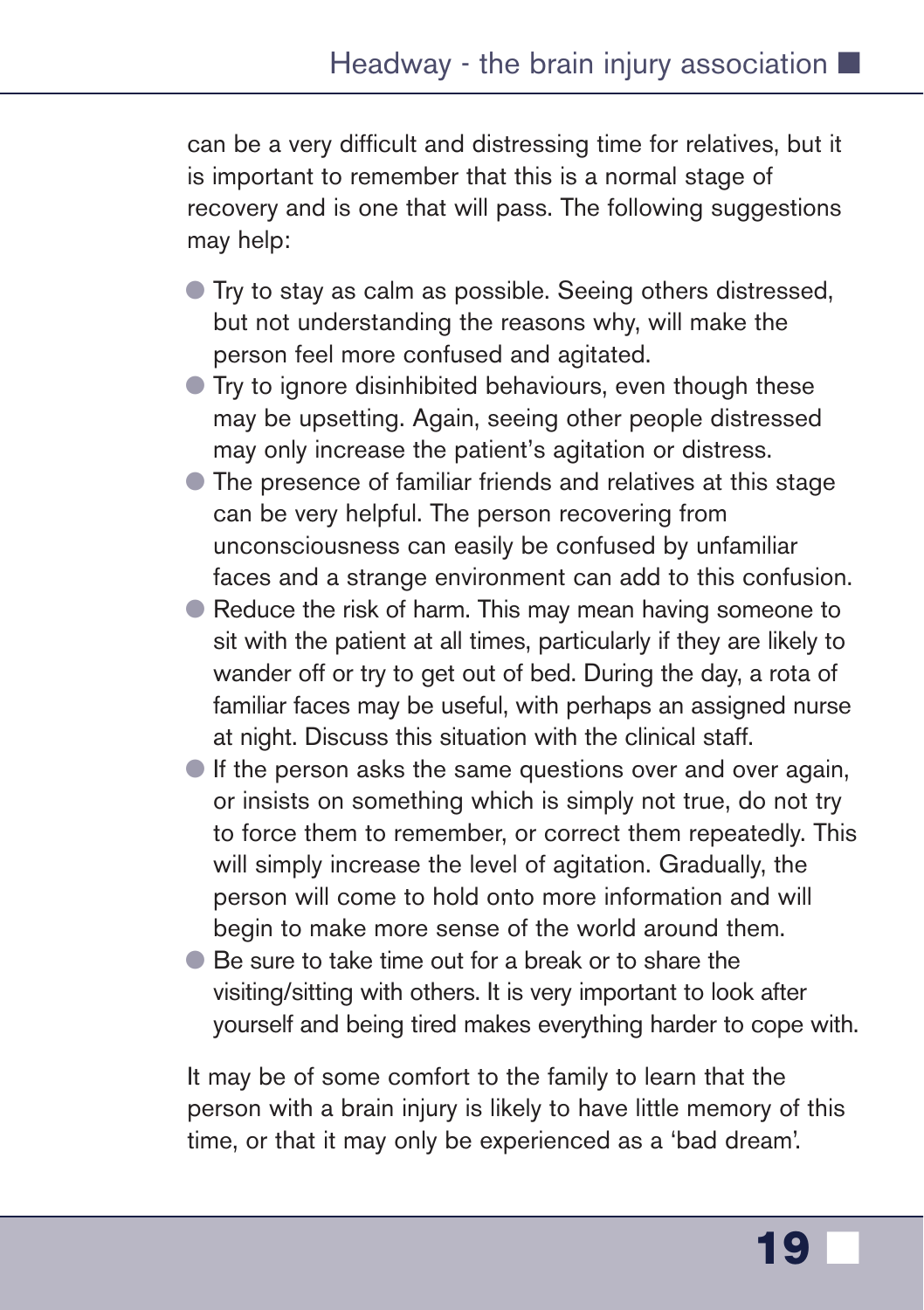can be a very difficult and distressing time for relatives, but it is important to remember that this is a normal stage of recovery and is one that will pass. The following suggestions may help:

- Try to stay as calm as possible. Seeing others distressed, but not understanding the reasons why, will make the person feel more confused and agitated.
- Try to ignore disinhibited behaviours, even though these may be upsetting. Again, seeing other people distressed may only increase the patient's agitation or distress.
- The presence of familiar friends and relatives at this stage can be very helpful. The person recovering from unconsciousness can easily be confused by unfamiliar faces and a strange environment can add to this confusion.
- Reduce the risk of harm. This may mean having someone to sit with the patient at all times, particularly if they are likely to wander off or try to get out of bed. During the day, a rota of familiar faces may be useful, with perhaps an assigned nurse at night. Discuss this situation with the clinical staff.
- If the person asks the same questions over and over again, or insists on something which is simply not true, do not try to force them to remember, or correct them repeatedly. This will simply increase the level of agitation. Gradually, the person will come to hold onto more information and will begin to make more sense of the world around them.
- Be sure to take time out for a break or to share the visiting/sitting with others. It is very important to look after yourself and being tired makes everything harder to cope with.

It may be of some comfort to the family to learn that the person with a brain injury is likely to have little memory of this time, or that it may only be experienced as a 'bad dream'.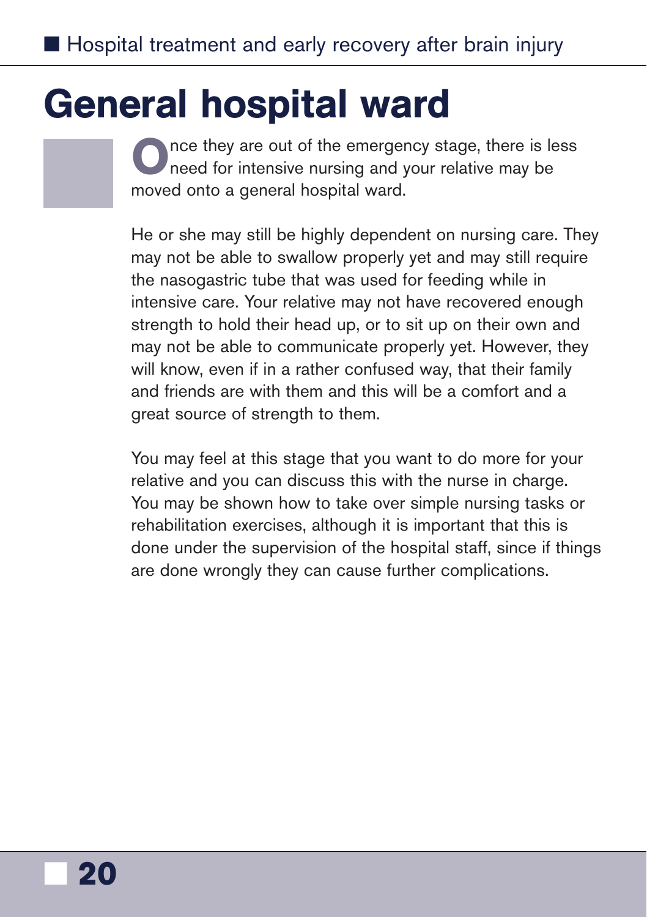# General hospital ward

Once they are out of the emergency stage, there is less need for intensive nursing and your relative may be moved onto a general hospital ward.

He or she may still be highly dependent on nursing care. They may not be able to swallow properly yet and may still require the nasogastric tube that was used for feeding while in intensive care. Your relative may not have recovered enough strength to hold their head up, or to sit up on their own and may not be able to communicate properly yet. However, they will know, even if in a rather confused way, that their family and friends are with them and this will be a comfort and a great source of strength to them.

You may feel at this stage that you want to do more for your relative and you can discuss this with the nurse in charge. You may be shown how to take over simple nursing tasks or rehabilitation exercises, although it is important that this is done under the supervision of the hospital staff, since if things are done wrongly they can cause further complications.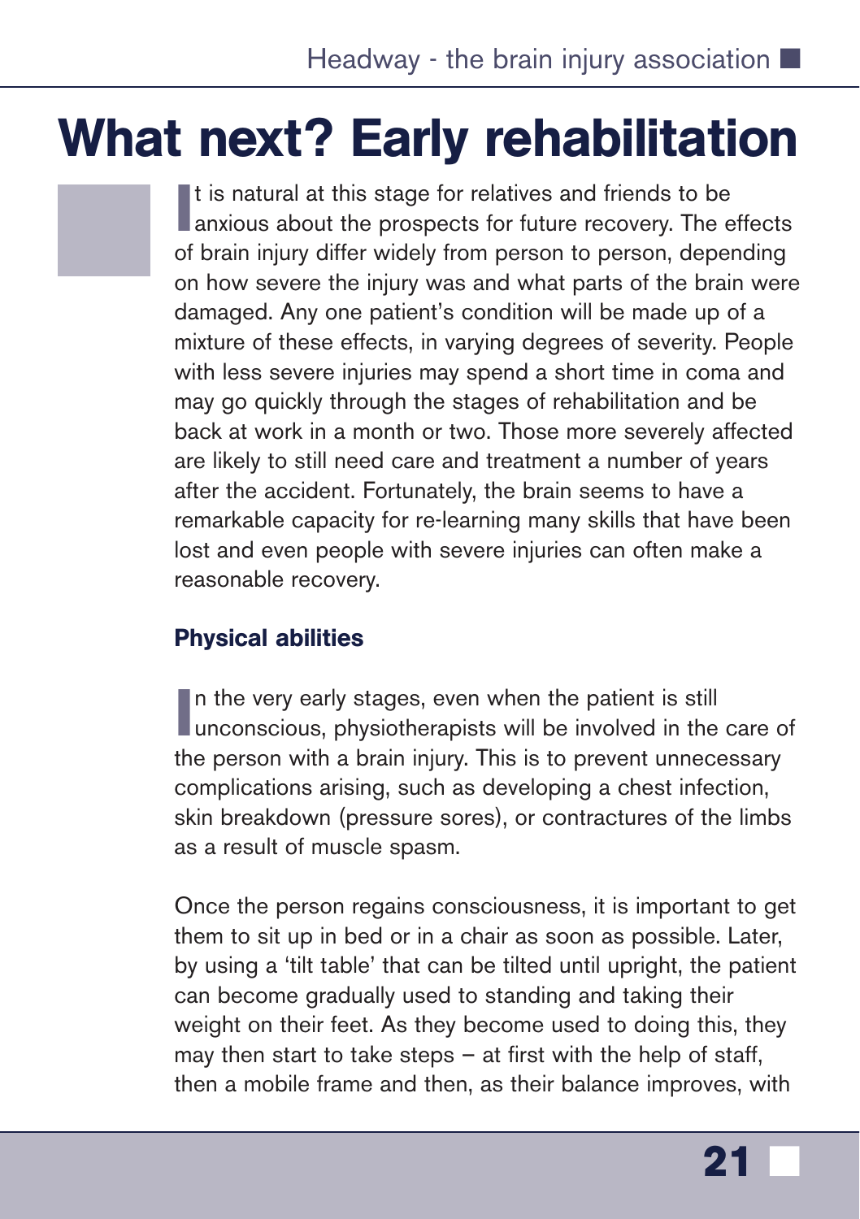# What next? Early rehabilitation

It is natural at this stage for relatives and friends to be anxious about the prospects for future recovery. The effects of brain injury differ widely from person to person, depending on how severe the injury was and what parts of the brain were damaged. Any one patient's condition will be made up of a mixture of these effects, in varying degrees of severity. People with less severe injuries may spend a short time in coma and may go quickly through the stages of rehabilitation and be back at work in a month or two. Those more severely affected are likely to still need care and treatment a number of years after the accident. Fortunately, the brain seems to have a remarkable capacity for re-learning many skills that have been lost and even people with severe injuries can often make a reasonable recovery.

### Physical abilities

In the very early stages, even when the patient is still unconscious, physiotherapists will be involved in the care of the person with a brain injury. This is to prevent unnecessary complications arising, such as developing a chest infection, skin breakdown (pressure sores), or contractures of the limbs as a result of muscle spasm.

Once the person regains consciousness, it is important to get them to sit up in bed or in a chair as soon as possible. Later, by using a 'tilt table' that can be tilted until upright, the patient can become gradually used to standing and taking their weight on their feet. As they become used to doing this, they may then start to take steps – at first with the help of staff, then a mobile frame and then, as their balance improves, with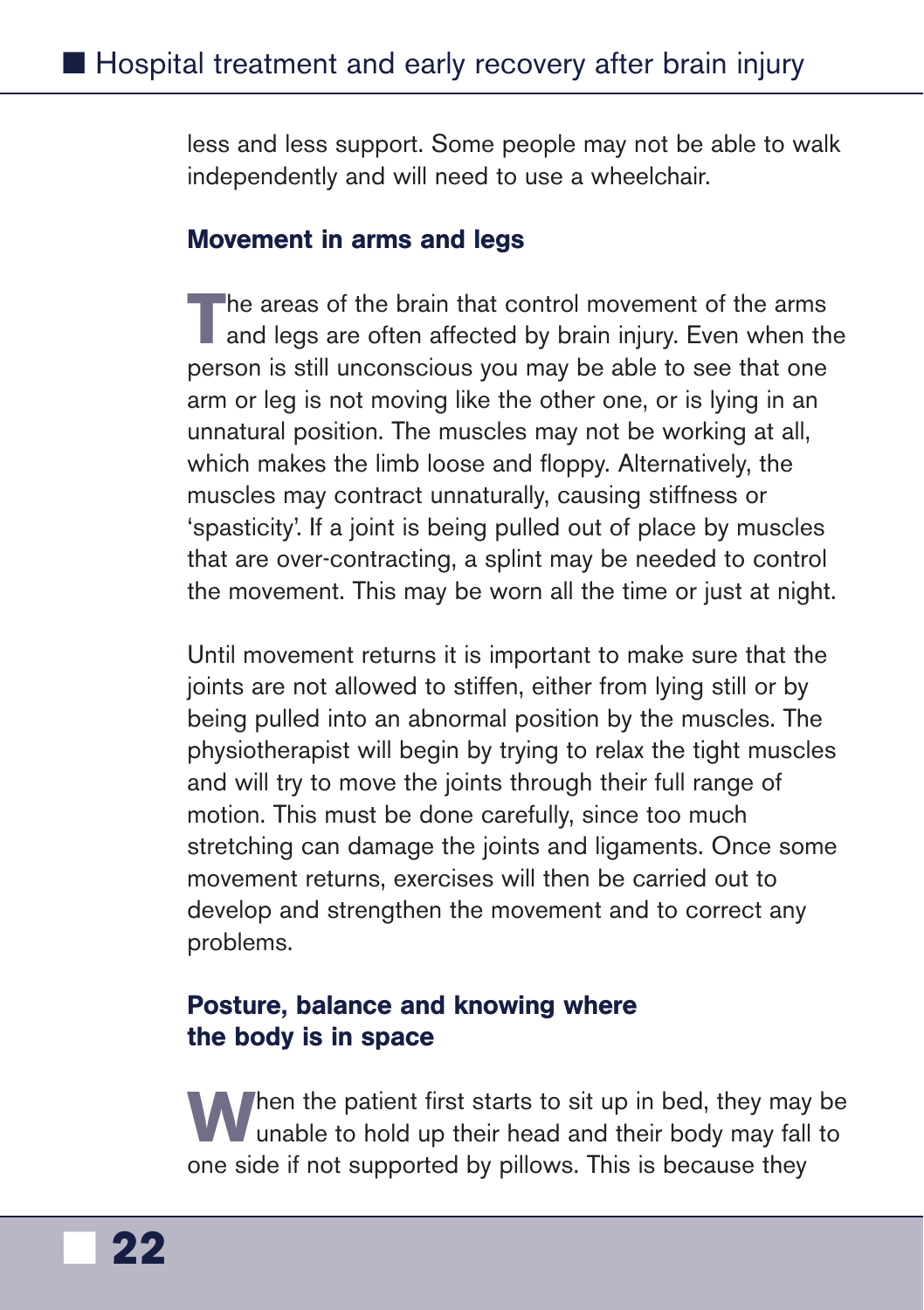less and less support. Some people may not be able to walk independently and will need to use a wheelchair.

### Movement in arms and legs

The areas of the brain that control movement of the arms and legs are often affected by brain injury. Even when the person is still unconscious you may be able to see that one arm or leg is not moving like the other one, or is lying in an unnatural position. The muscles may not be working at all, which makes the limb loose and floppy. Alternatively, the muscles may contract unnaturally, causing stiffness or 'spasticity'. If a joint is being pulled out of place by muscles that are over-contracting, a splint may be needed to control the movement. This may be worn all the time or just at night.

Until movement returns it is important to make sure that the joints are not allowed to stiffen, either from lying still or by being pulled into an abnormal position by the muscles. The physiotherapist will begin by trying to relax the tight muscles and will try to move the joints through their full range of motion. This must be done carefully, since too much stretching can damage the joints and ligaments. Once some movement returns, exercises will then be carried out to develop and strengthen the movement and to correct any problems.

### Posture, balance and knowing where the body is in space

When the patient first starts to sit up in bed, they may be unable to hold up their head and their body may fall to one side if not supported by pillows. This is because they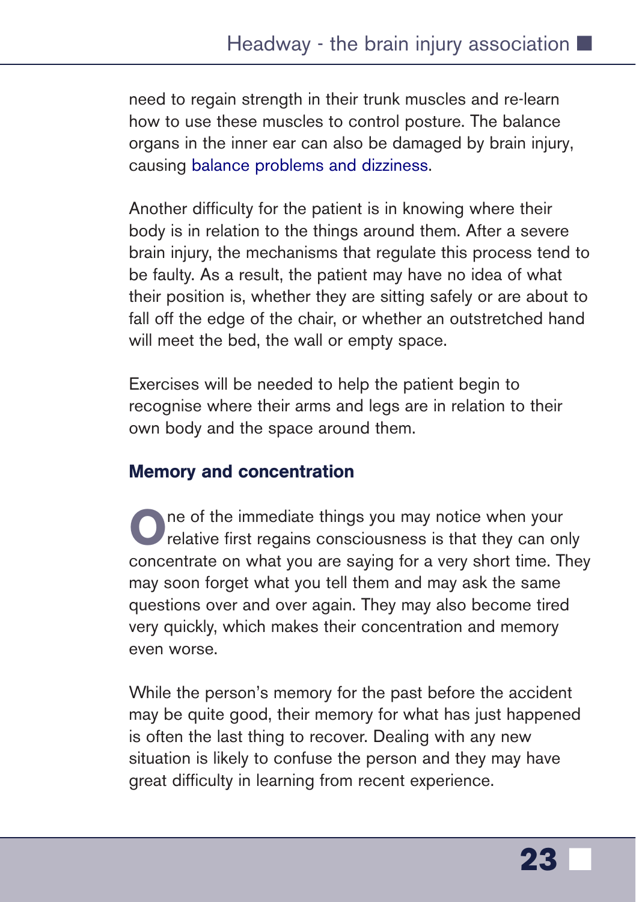need to regain strength in their trunk muscles and re-learn how to use these muscles to control posture. The balance organs in the inner ear can also be damaged by brain injury, causing balance problems and dizziness.

Another difficulty for the patient is in knowing where their body is in relation to the things around them. After a severe brain injury, the mechanisms that regulate this process tend to be faulty. As a result, the patient may have no idea of what their position is, whether they are sitting safely or are about to fall off the edge of the chair, or whether an outstretched hand will meet the bed, the wall or empty space.

Exercises will be needed to help the patient begin to recognise where their arms and legs are in relation to their own body and the space around them.

## Memory and concentration

One of the immediate things you may notice when your relative first regains consciousness is that they can only concentrate on what you are saying for a very short time. They may soon forget what you tell them and may ask the same questions over and over again. They may also become tired very quickly, which makes their concentration and memory even worse.

While the person's memory for the past before the accident may be quite good, their memory for what has just happened is often the last thing to recover. Dealing with any new situation is likely to confuse the person and they may have great difficulty in learning from recent experience.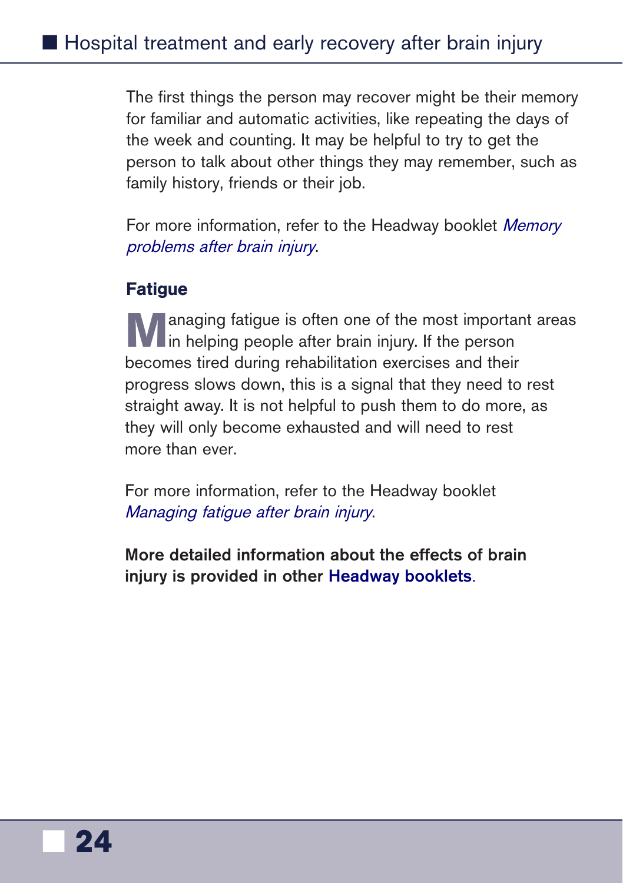The first things the person may recover might be their memory for familiar and automatic activities, like repeating the days of the week and counting. It may be helpful to try to get the person to talk about other things they may remember, such as family history, friends or their job.

For more information, refer to the Headway booklet *Memory problems after brain injury*.

### Fatigue

Managing fatigue is often one of the most important areas in helping people after brain injury. If the person becomes tired during rehabilitation exercises and their progress slows down, this is a signal that they need to rest straight away. It is not helpful to push them to do more, as they will only become exhausted and will need to rest more than ever.

For more information, refer to the Headway booklet *Managing fatigue after brain injury*.

**More detailed information about the effects of brain injury is provided in other Headway booklets.**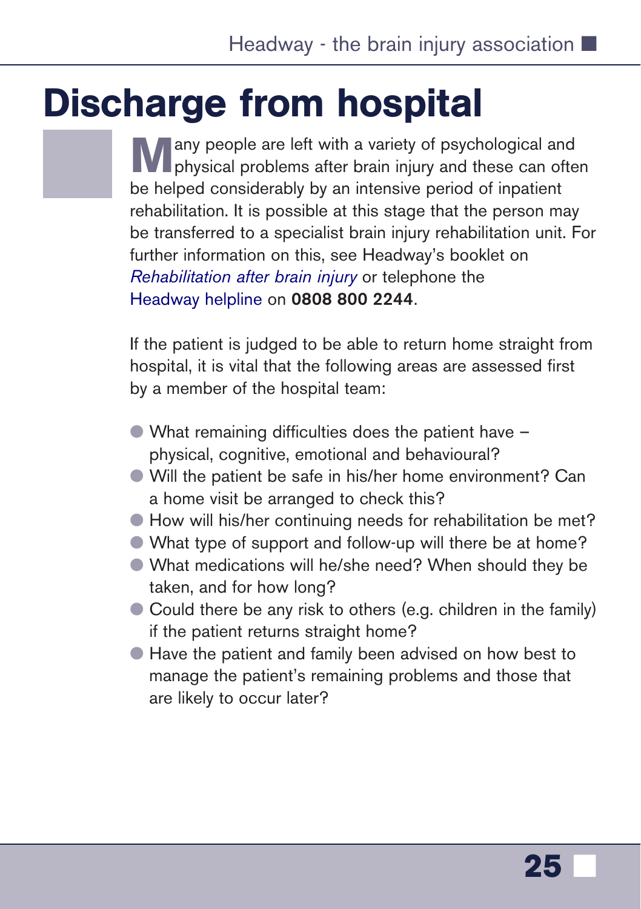# Discharge from hospital

Many people are left with a variety of psychological and physical problems after brain injury and these can often be helped considerably by an intensive period of inpatient rehabilitation. It is possible at this stage that the person may be transferred to a specialist brain injury rehabilitation unit. For further information on this, see Headway's booklet on *Rehabilitation after brain injury* or telephone the Headway helpline on **0808 800 2244**.

If the patient is judged to be able to return home straight from hospital, it is vital that the following areas are assessed first by a member of the hospital team:

- What remaining difficulties does the patient have – physical, cognitive, emotional and behavioural?
- Will the patient be safe in his/her home environment? Can a home visit be arranged to check this?
- How will his/her continuing needs for rehabilitation be met?
- What type of support and follow-up will there be at home?
- What medications will he/she need? When should they be taken, and for how long?
- Could there be any risk to others (e.g. children in the family) if the patient returns straight home?
- Have the patient and family been advised on how best to manage the patient's remaining problems and those that are likely to occur later?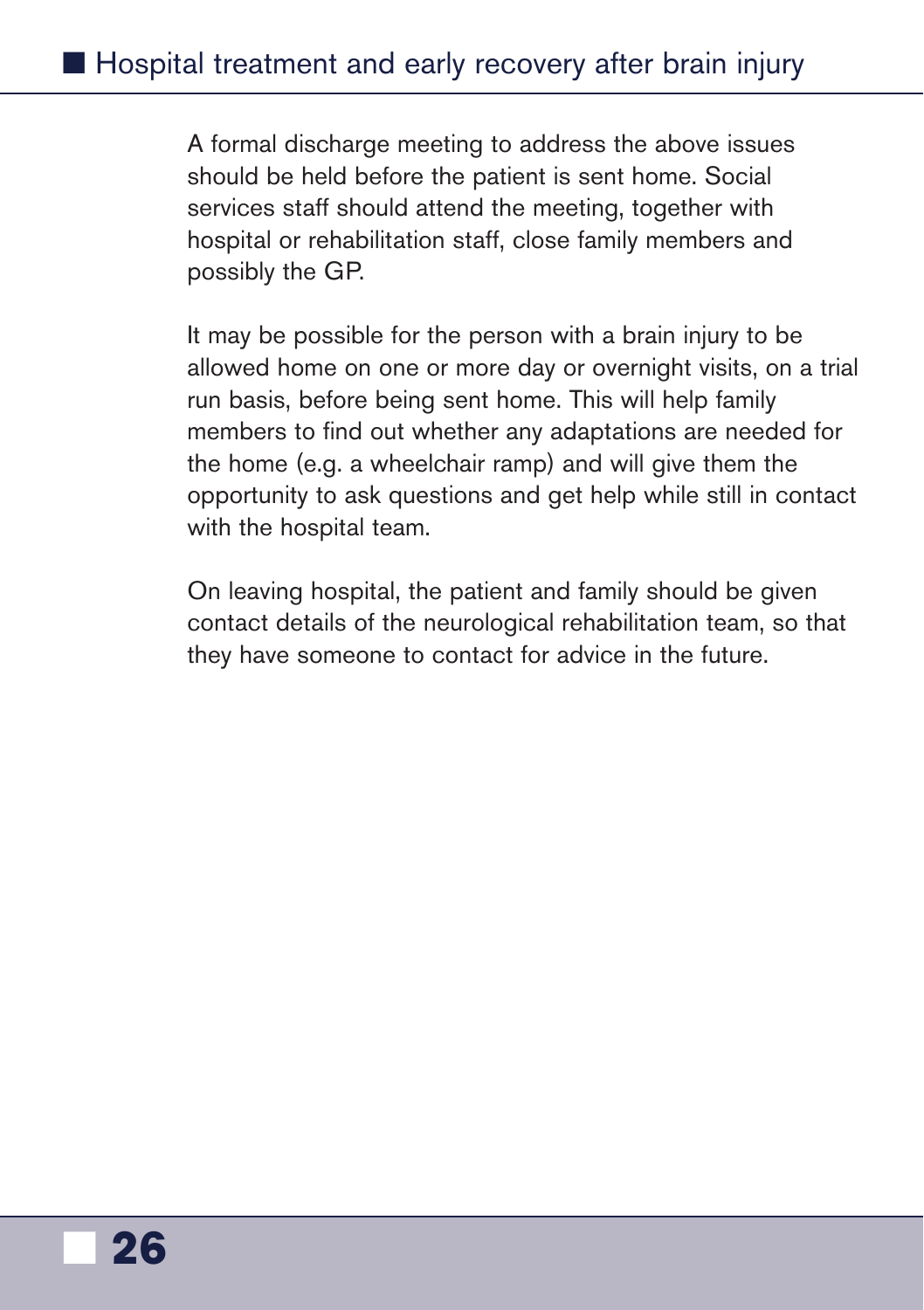A formal discharge meeting to address the above issues should be held before the patient is sent home. Social services staff should attend the meeting, together with hospital or rehabilitation staff, close family members and possibly the GP.

It may be possible for the person with a brain injury to be allowed home on one or more day or overnight visits, on a trial run basis, before being sent home. This will help family members to find out whether any adaptations are needed for the home (e.g. a wheelchair ramp) and will give them the opportunity to ask questions and get help while still in contact with the hospital team.

On leaving hospital, the patient and family should be given contact details of the neurological rehabilitation team, so that they have someone to contact for advice in the future.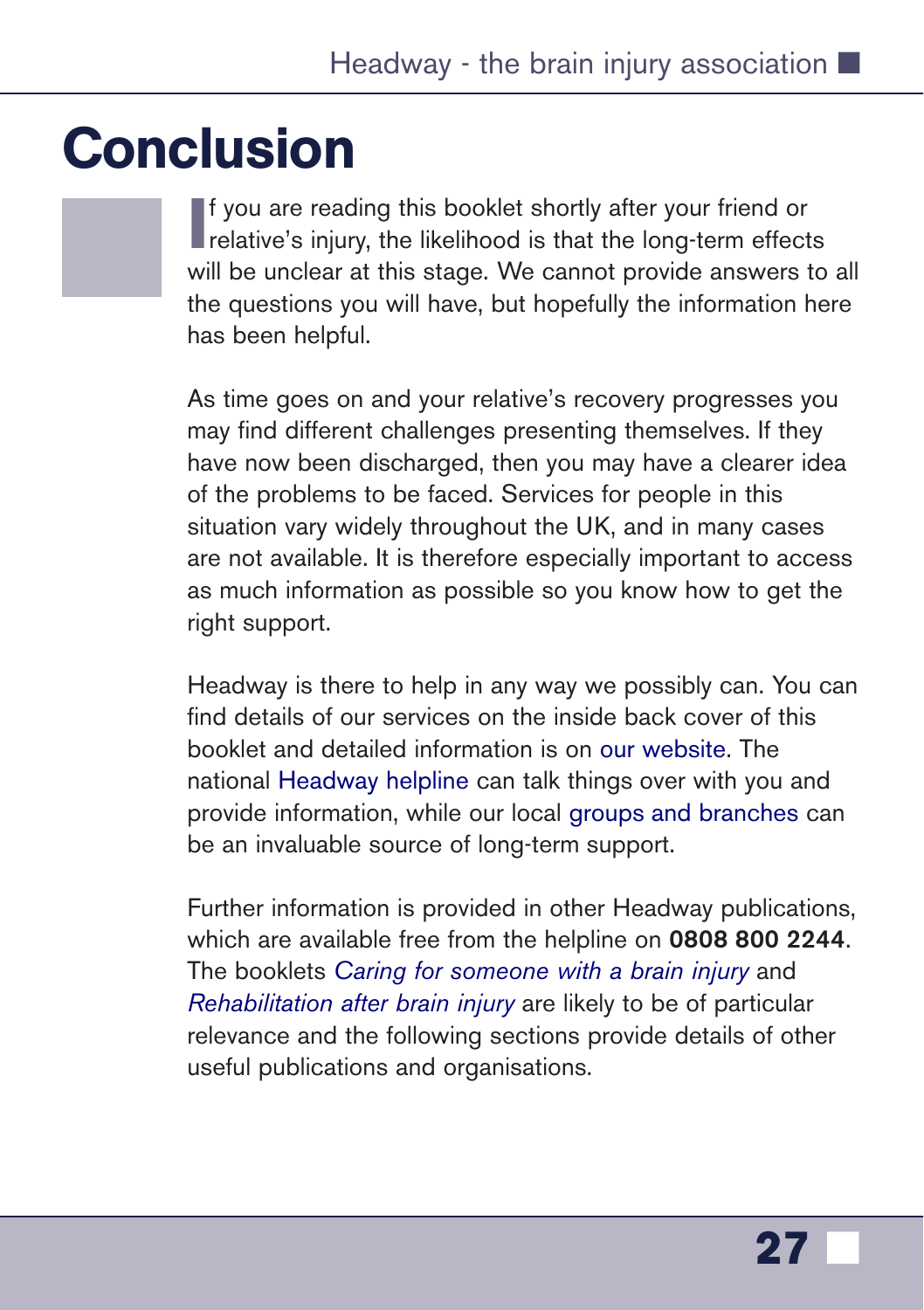# Conclusion

If you are reading this booklet shortly after your friend or relative's injury, the likelihood is that the long-term effects will be unclear at this stage. We cannot provide answers to all the questions you will have, but hopefully the information here has been helpful.

As time goes on and your relative's recovery progresses you may find different challenges presenting themselves. If they have now been discharged, then you may have a clearer idea of the problems to be faced. Services for people in this situation vary widely throughout the UK, and in many cases are not available. It is therefore especially important to access as much information as possible so you know how to get the right support.

Headway is there to help in any way we possibly can. You can find details of our services on the inside back cover of this booklet and detailed information is on our website. The national Headway helpline can talk things over with you and provide information, while our local groups and branches can be an invaluable source of long-term support.

Further information is provided in other Headway publications, which are available free from the helpline on **0808 800 2244**. The booklets *Caring for someone with a brain injury* and *Rehabilitation after brain injury* are likely to be of particular relevance and the following sections provide details of other useful publications and organisations.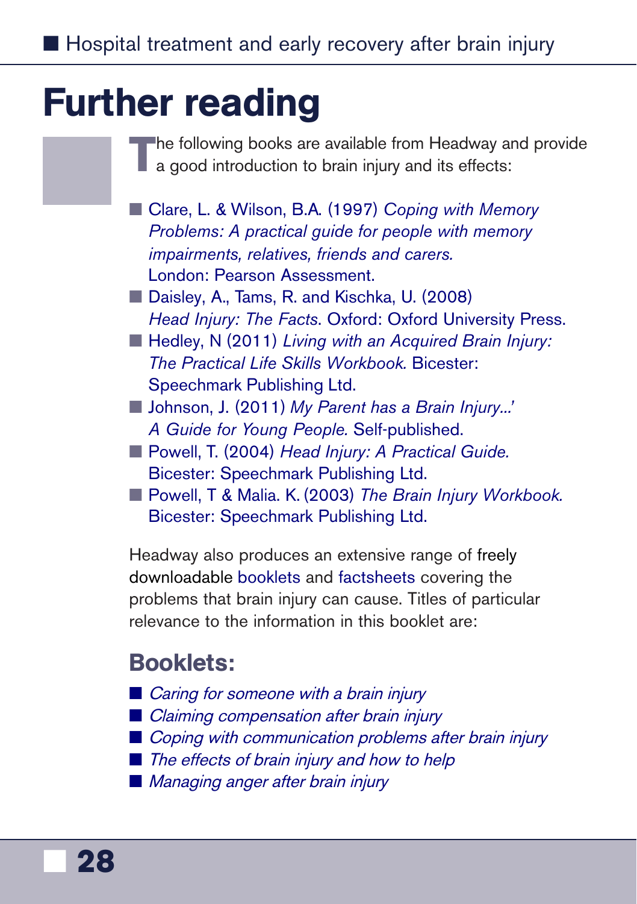# Further reading

The following books are available from Headway and provide a good introduction to brain injury and its effects:

- Clare, L. & Wilson, B.A. (1997) *Coping with Memory Problems: A practical guide for people with memory impairments, relatives, friends and carers.* London: Pearson Assessment.
- Daisley, A., Tams, R. and Kischka, U. (2008) *Head Injury: The Facts*. Oxford: Oxford University Press.
- Hedley, N (2011) *Living with an Acquired Brain Injury: The Practical Life Skills Workbook.* Bicester: Speechmark Publishing Ltd.
- Johnson, J. (2011) *My Parent has a Brain Injury...' A Guide for Young People.* Self-published.
- Powell, T. (2004) *Head Injury: A Practical Guide.* Bicester: Speechmark Publishing Ltd.
- Powell, T & Malia. K. (2003) *The Brain Injury Workbook.* Bicester: Speechmark Publishing Ltd.

Headway also produces an extensive range of freely downloadable booklets and factsheets covering the problems that brain injury can cause. Titles of particular relevance to the information in this booklet are:

## Booklets:

- *Caring for someone with a brain injury*
- *Claiming compensation after brain injury*
- *Coping with communication problems after brain injury*
- *The effects of brain injury and how to help*
- *Managing anger after brain injury*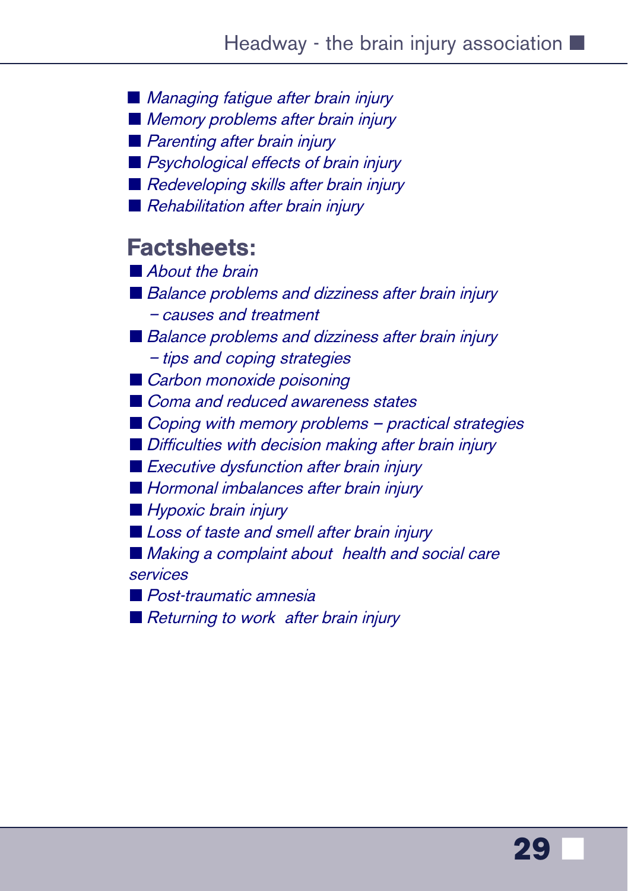- *Managing fatigue after brain injury*
- *Memory problems after brain injury*
- *Parenting after brain injury*
- *Psychological effects of brain injury*
- *Redeveloping skills after brain injury*
- *Rehabilitation after brain injury*

## Factsheets:

- *About the brain*
- *Balance problems and dizziness after brain injury – causes and treatment*
- *Balance problems and dizziness after brain injury – tips and coping strategies*
- *Carbon monoxide poisoning*
- *Coma and reduced awareness states*
- *Coping with memory problems – practical strategies*
- *Difficulties with decision making after brain injury*
- *Executive dysfunction after brain injury*
- *Hormonal imbalances after brain injury*
- *Hypoxic brain injury*
- *Loss of taste and smell after brain injury*
- *Making a complaint about health and social care services*
- *Post-traumatic amnesia*
- *Returning to work after brain injury*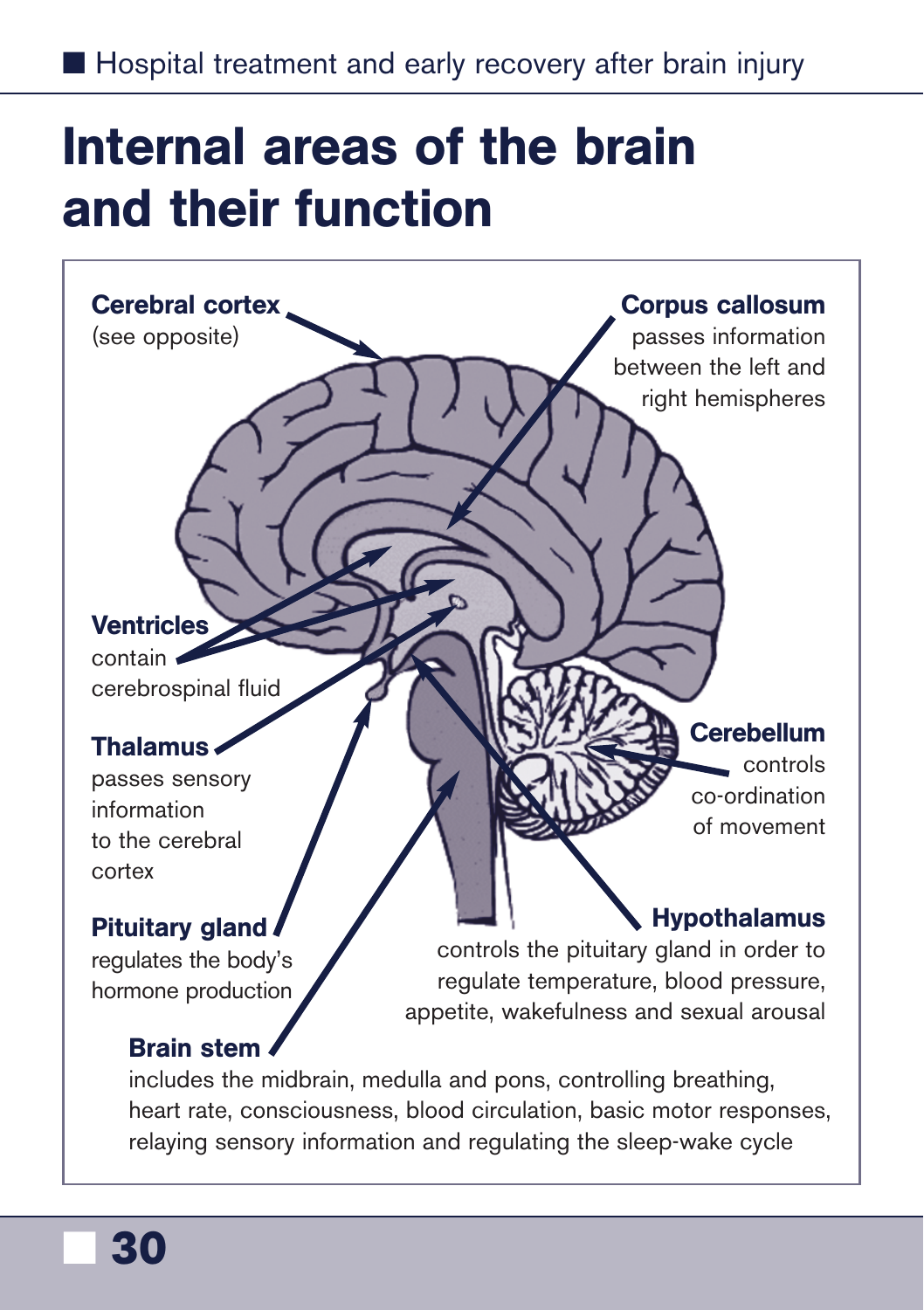# Internal areas of the brain and their function

**Cerebral cortex**
(see opposite)

**Corpus callosum**
passes information between the left and right hemispheres

**Ventricles**
contain cerebrospinal fluid

**Thalamus**
passes sensory information to the cerebral cortex

**Cerebellum**
controls co-ordination of movement

**Pituitary gland**
regulates the body's hormone production

**Hypothalamus**
controls the pituitary gland in order to regulate temperature, blood pressure, appetite, wakefulness and sexual arousal

**Brain stem**
includes the midbrain, medulla and pons, controlling breathing, heart rate, consciousness, blood circulation, basic motor responses, relaying sensory information and regulating the sleep-wake cycle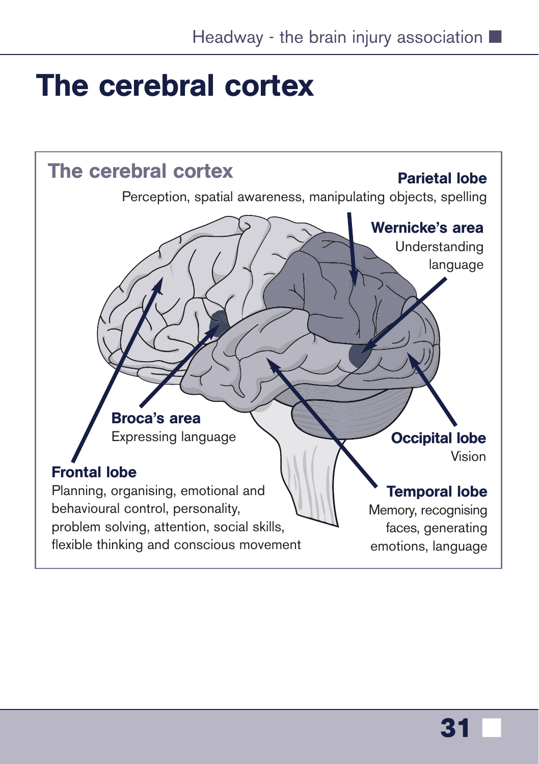# The cerebral cortex

The cerebral cortex

**Parietal lobe**
Perception, spatial awareness, manipulating objects, spelling

**Wernicke's area**
Understanding language

**Broca's area**
Expressing language

**Occipital lobe**
Vision

**Frontal lobe**
Planning, organising, emotional and behavioural control, personality, problem solving, attention, social skills, flexible thinking and conscious movement

**Temporal lobe**
Memory, recognising faces, generating emotions, language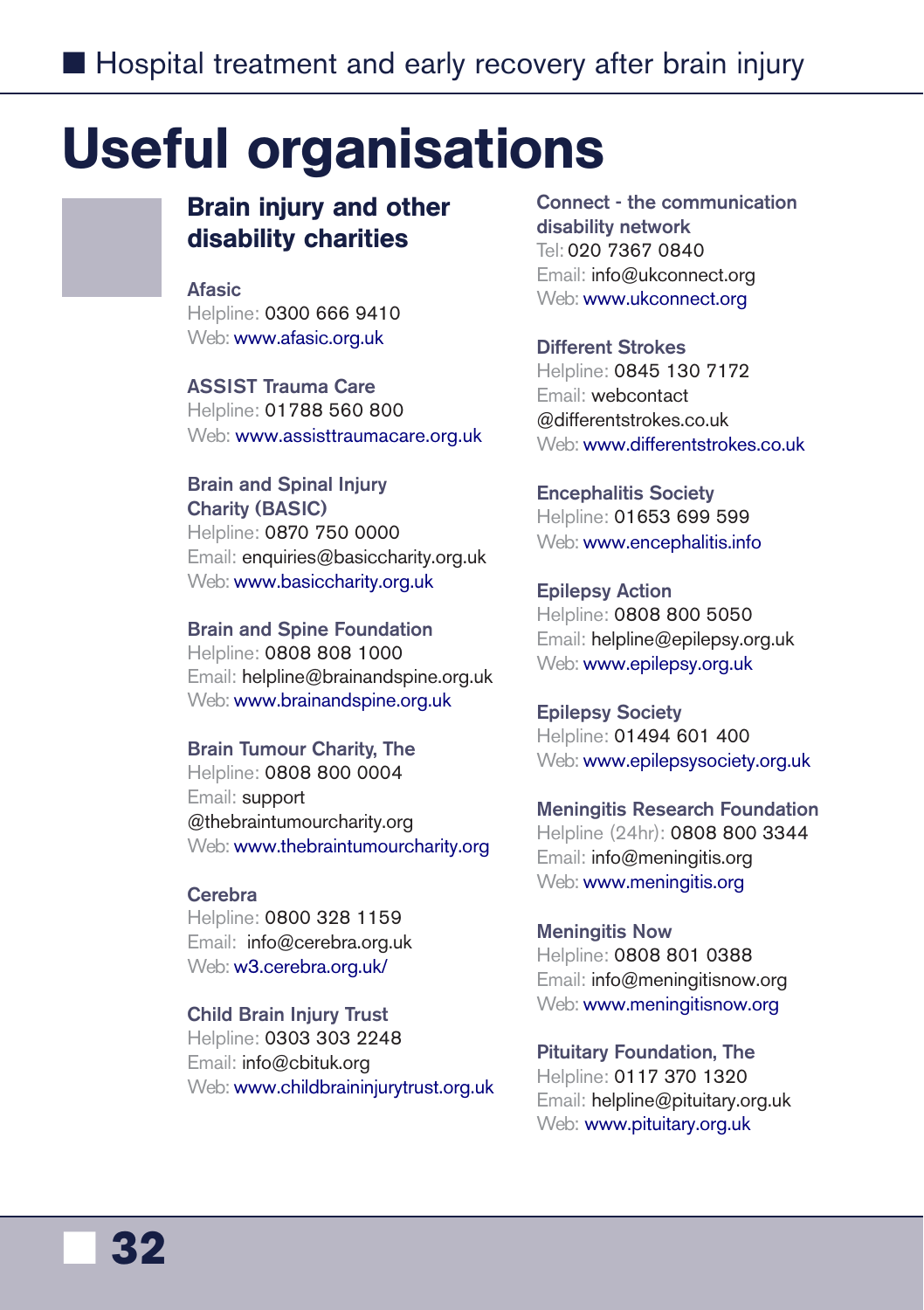# Useful organisations

## Brain injury and other disability charities

**Afasic**
Helpline: 0300 666 9410
Web: www.afasic.org.uk

**ASSIST Trauma Care**
Helpline: 01788 560 800
Web: www.assisttraumacare.org.uk

**Brain and Spinal Injury Charity (BASIC)**
Helpline: 0870 750 0000
Email: enquiries@basiccharity.org.uk
Web: www.basiccharity.org.uk

**Brain and Spine Foundation**
Helpline: 0808 808 1000
Email: helpline@brainandspine.org.uk
Web: www.brainandspine.org.uk

**Brain Tumour Charity, The**
Helpline: 0808 800 0004
Email: support@thebraintumourcharity.org
Web: www.thebraintumourcharity.org

**Cerebra**
Helpline: 0800 328 1159
Email: info@cerebra.org.uk
Web: w3.cerebra.org.uk/

**Child Brain Injury Trust**
Helpline: 0303 303 2248
Email: info@cbituk.org
Web: www.childbraininjurytrust.org.uk

**Connect - the communication disability network**
Tel: 020 7367 0840
Email: info@ukconnect.org
Web: www.ukconnect.org

**Different Strokes**
Helpline: 0845 130 7172
Email: webcontact@differentstrokes.co.uk
Web: www.differentstrokes.co.uk

**Encephalitis Society**
Helpline: 01653 699 599
Web: www.encephalitis.info

**Epilepsy Action**
Helpline: 0808 800 5050
Email: helpline@epilepsy.org.uk
Web: www.epilepsy.org.uk

**Epilepsy Society**
Helpline: 01494 601 400
Web: www.epilepsysociety.org.uk

**Meningitis Research Foundation**
Helpline (24hr): 0808 800 3344
Email: info@meningitis.org
Web: www.meningitis.org

**Meningitis Now**
Helpline: 0808 801 0388
Email: info@meningitisnow.org
Web: www.meningitisnow.org

**Pituitary Foundation, The**
Helpline: 0117 370 1320
Email: helpline@pituitary.org.uk
Web: www.pituitary.org.uk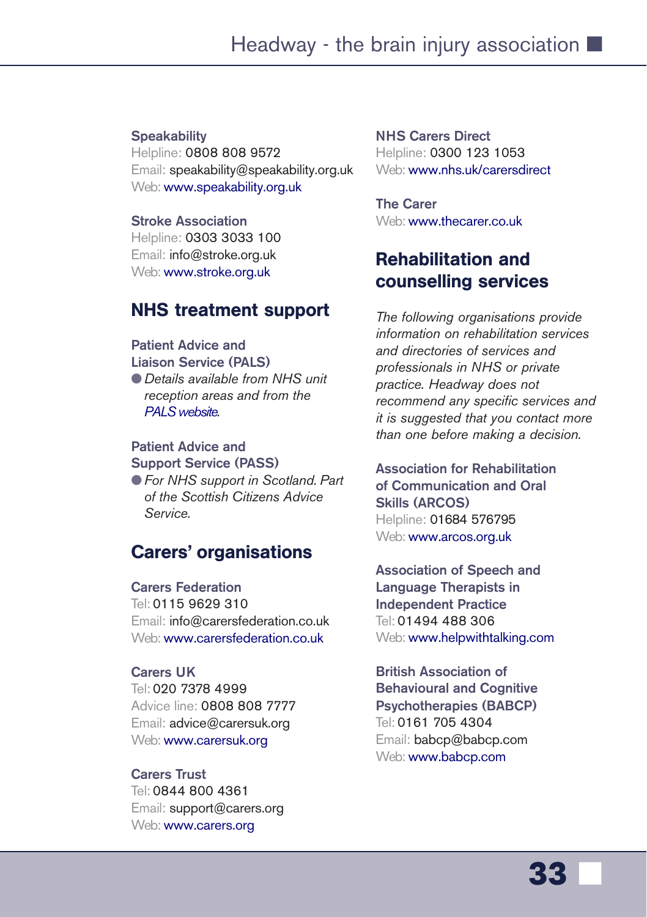**Speakability**
Helpline: 0808 808 9572
Email: speakability@speakability.org.uk
Web: www.speakability.org.uk

**Stroke Association**
Helpline: 0303 3033 100
Email: info@stroke.org.uk
Web: www.stroke.org.uk

## NHS treatment support

**Patient Advice and Liaison Service (PALS)**

- *Details available from NHS unit reception areas and from the PALS website.*

**Patient Advice and Support Service (PASS)**

- *For NHS support in Scotland. Part of the Scottish Citizens Advice Service.*

## Carers' organisations

**Carers Federation**
Tel: 0115 9629 310
Email: info@carersfederation.co.uk
Web: www.carersfederation.co.uk

**Carers UK**
Tel: 020 7378 4999
Advice line: 0808 808 7777
Email: advice@carersuk.org
Web: www.carersuk.org

**Carers Trust**
Tel: 0844 800 4361
Email: support@carers.org
Web: www.carers.org

**NHS Carers Direct**
Helpline: 0300 123 1053
Web: www.nhs.uk/carersdirect

**The Carer**
Web: www.thecarer.co.uk

## Rehabilitation and counselling services

*The following organisations provide information on rehabilitation services and directories of services and professionals in NHS or private practice. Headway does not recommend any specific services and it is suggested that you contact more than one before making a decision.*

**Association for Rehabilitation of Communication and Oral Skills (ARCOS)**
Helpline: 01684 576795
Web: www.arcos.org.uk

**Association of Speech and Language Therapists in Independent Practice**
Tel: 01494 488 306
Web: www.helpwithtalking.com

**British Association of Behavioural and Cognitive Psychotherapies (BABCP)**
Tel: 0161 705 4304
Email: babcp@babcp.com
Web: www.babcp.com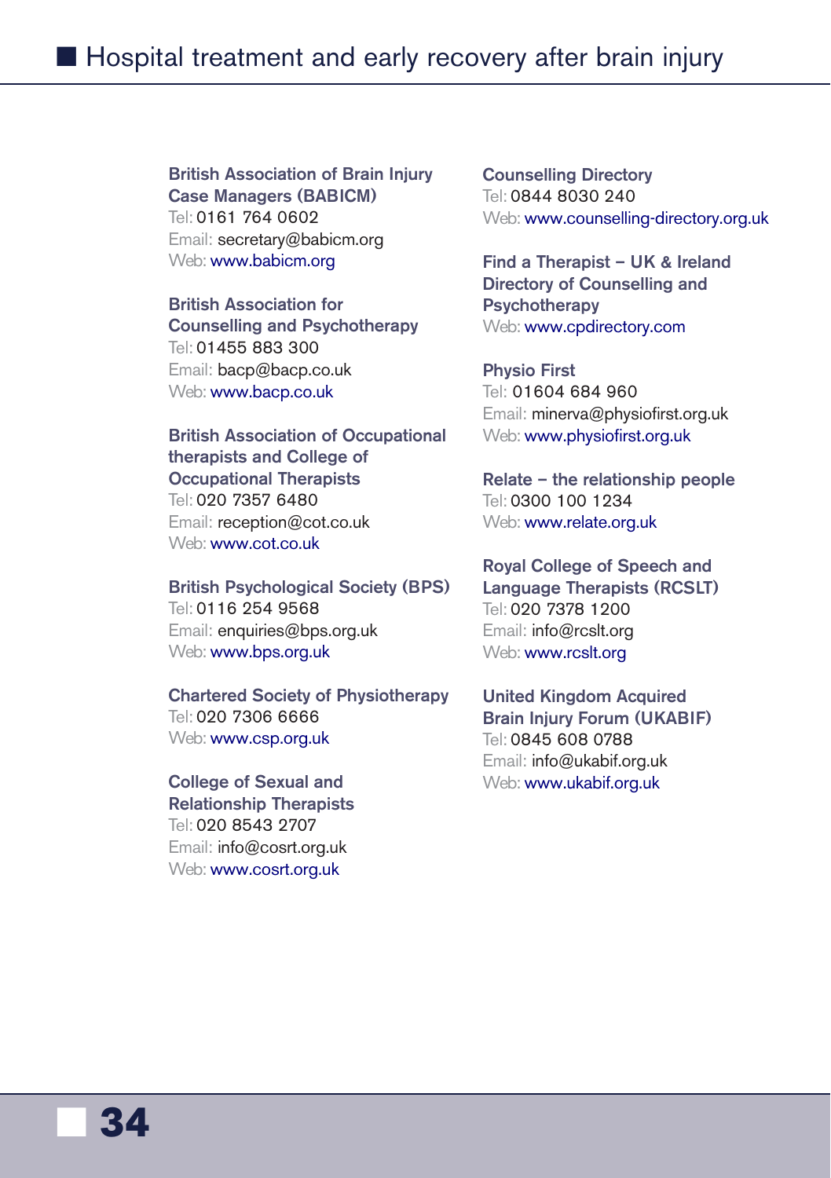**British Association of Brain Injury Case Managers (BABICM)**
Tel: 0161 764 0602
Email: secretary@babicm.org
Web: www.babicm.org

**British Association for Counselling and Psychotherapy**
Tel: 01455 883 300
Email: bacp@bacp.co.uk
Web: www.bacp.co.uk

**British Association of Occupational therapists and College of Occupational Therapists**
Tel: 020 7357 6480
Email: reception@cot.co.uk
Web: www.cot.co.uk

**British Psychological Society (BPS)**
Tel: 0116 254 9568
Email: enquiries@bps.org.uk
Web: www.bps.org.uk

**Chartered Society of Physiotherapy**
Tel: 020 7306 6666
Web: www.csp.org.uk

**College of Sexual and Relationship Therapists**
Tel: 020 8543 2707
Email: info@cosrt.org.uk
Web: www.cosrt.org.uk

**Counselling Directory**
Tel: 0844 8030 240
Web: www.counselling-directory.org.uk

**Find a Therapist – UK & Ireland Directory of Counselling and Psychotherapy**
Web: www.cpdirectory.com

**Physio First**
Tel: 01604 684 960
Email: minerva@physiofirst.org.uk
Web: www.physiofirst.org.uk

**Relate – the relationship people**
Tel: 0300 100 1234
Web: www.relate.org.uk

**Royal College of Speech and Language Therapists (RCSLT)**
Tel: 020 7378 1200
Email: info@rcslt.org
Web: www.rcslt.org

**United Kingdom Acquired Brain Injury Forum (UKABIF)**
Tel: 0845 608 0788
Email: info@ukabif.org.uk
Web: www.ukabif.org.uk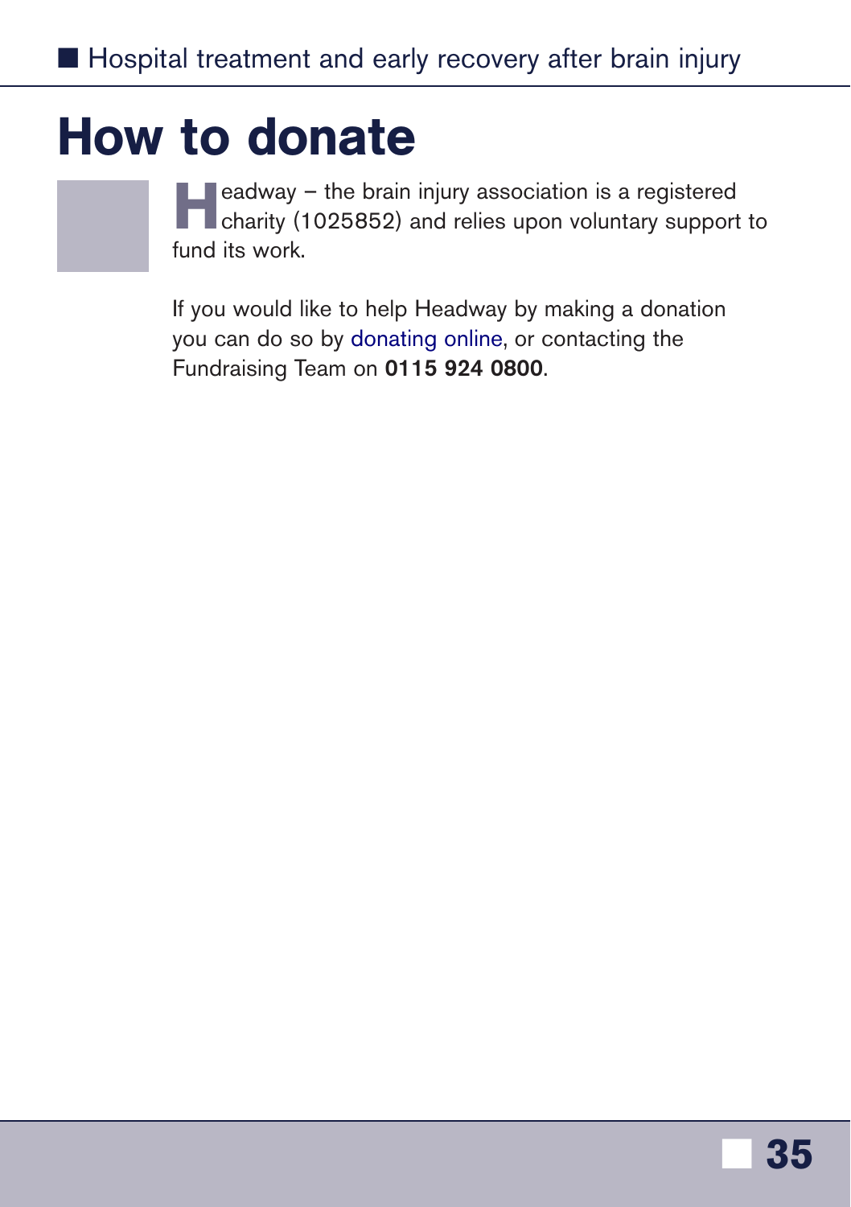# How to donate

Headway – the brain injury association is a registered charity (1025852) and relies upon voluntary support to fund its work.

If you would like to help Headway by making a donation you can do so by donating online, or contacting the Fundraising Team on **0115 924 0800**.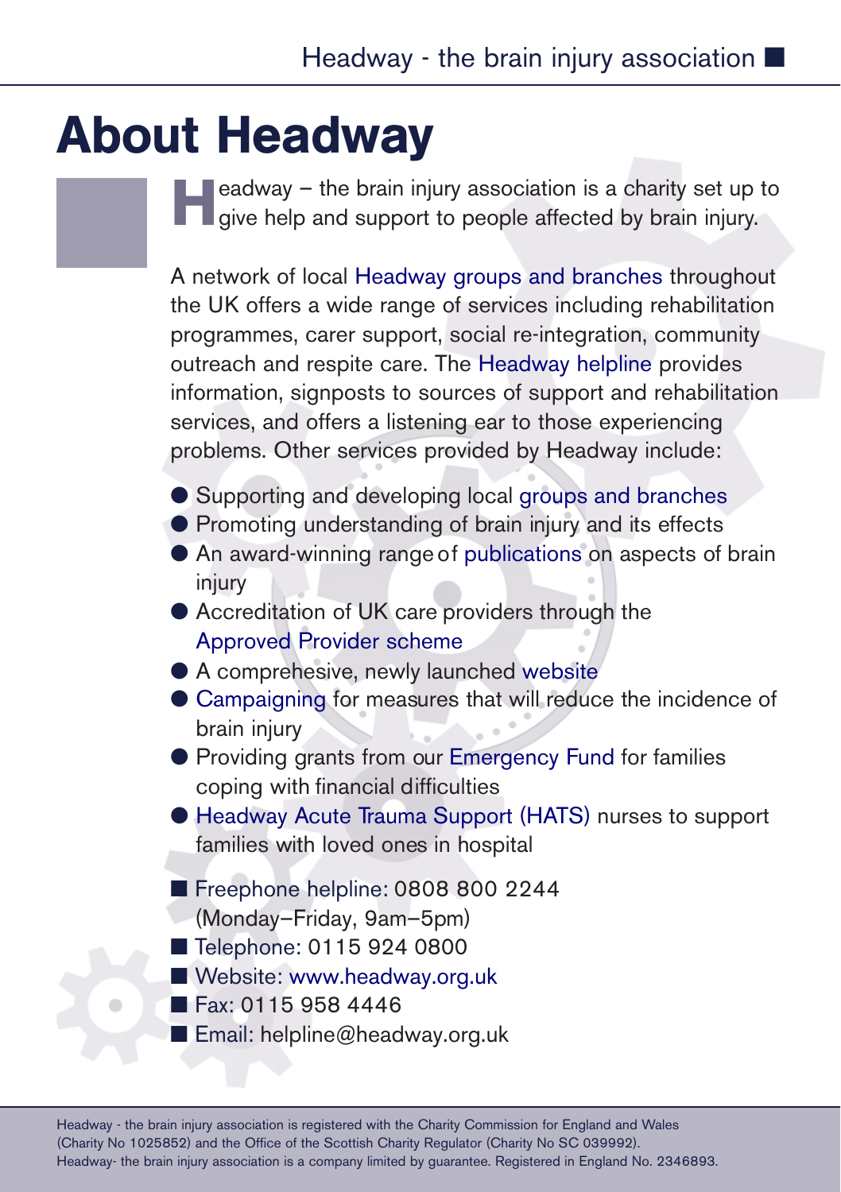# About Headway

Headway – the brain injury association is a charity set up to give help and support to people affected by brain injury.

A network of local Headway groups and branches throughout the UK offers a wide range of services including rehabilitation programmes, carer support, social re-integration, community outreach and respite care. The Headway helpline provides information, signposts to sources of support and rehabilitation services, and offers a listening ear to those experiencing problems. Other services provided by Headway include:

- Supporting and developing local groups and branches
- Promoting understanding of brain injury and its effects
- An award-winning range of publications on aspects of brain injury
- Accreditation of UK care providers through the Approved Provider scheme
- A comprehesive, newly launched website
- Campaigning for measures that will reduce the incidence of brain injury
- Providing grants from our Emergency Fund for families coping with financial difficulties
- Headway Acute Trauma Support (HATS) nurses to support families with loved ones in hospital

- Freephone helpline: 0808 800 2244 (Monday–Friday, 9am–5pm)
- Telephone: 0115 924 0800
- Website: www.headway.org.uk
- Fax: 0115 958 4446
- Email: helpline@headway.org.uk

Headway - the brain injury association is registered with the Charity Commission for England and Wales (Charity No 1025852) and the Office of the Scottish Charity Regulator (Charity No SC 039992). Headway- the brain injury association is a company limited by guarantee. Registered in England No. 2346893.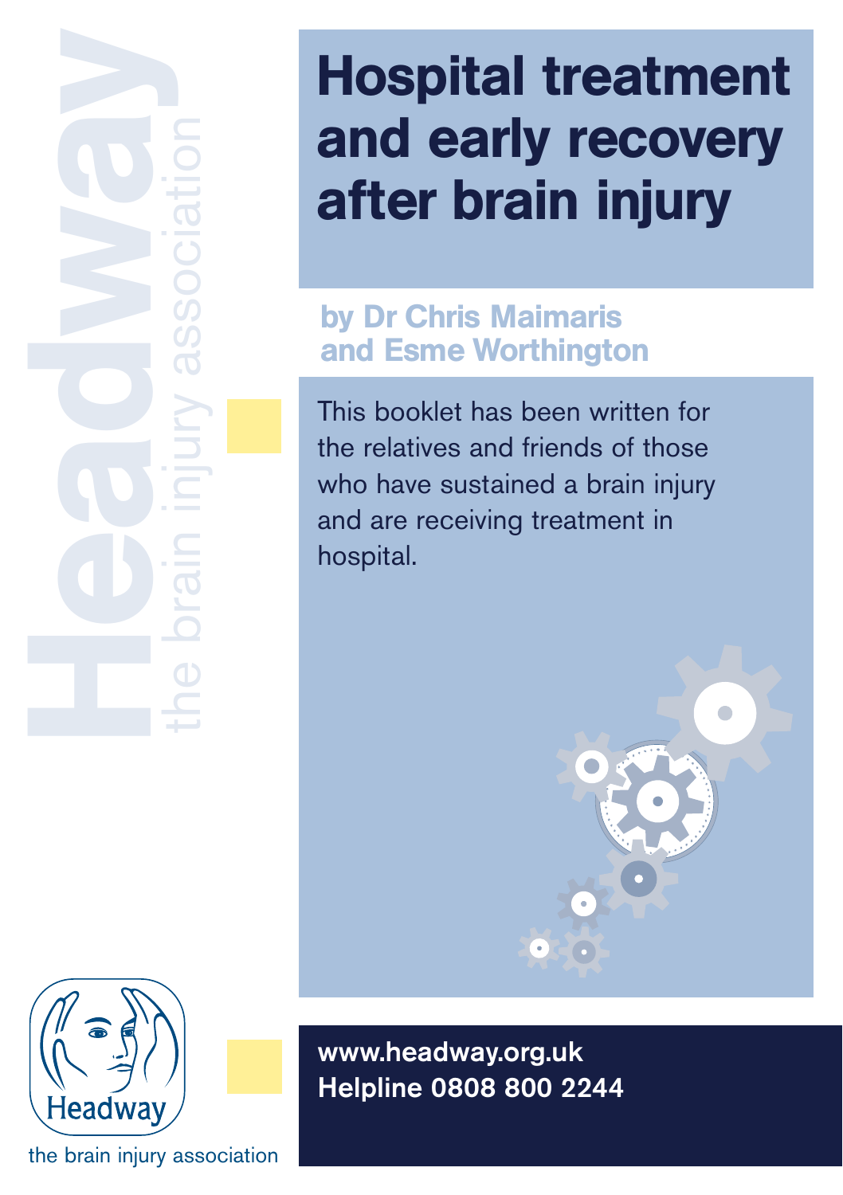Headway the brain injury association

# Hospital treatment and early recovery after brain injury

**by Dr Chris Maimaris and Esme Worthington**

This booklet has been written for the relatives and friends of those who have sustained a brain injury and are receiving treatment in hospital.

Headway

the brain injury association

**www.headway.org.uk**
**Helpline 0808 800 2244**